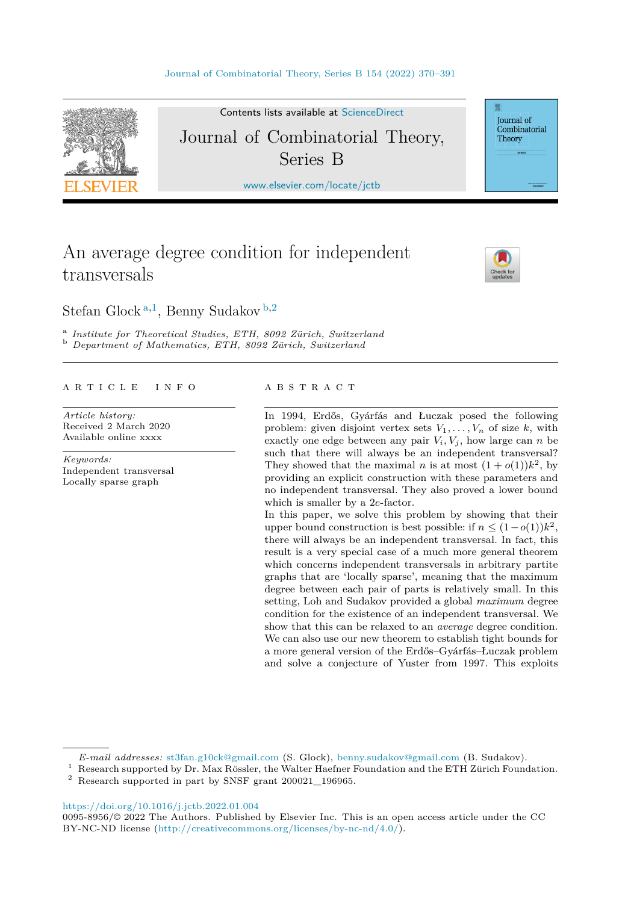Contents lists available at ScienceDirect

Journal of Combinatorial Theory, Series B

www.elsevier.com/locate/jctb

# An average degree condition for independent transversals

Stefan Glock [a,1], Benny Sudakov [b,2]

[a] *Institute for Theoretical Studies, ETH, 8092 Zürich, Switzerland*
[b] *Department of Mathematics, ETH, 8092 Zürich, Switzerland*

---

A R T I C L E   I N F O

*Article history:*
Received 2 March 2020
Available online xxxx

*Keywords:*
Independent transversal
Locally sparse graph

A B S T R A C T

In 1994, Erdős, Gyárfás and Łuczak posed the following problem: given disjoint vertex sets $V_1, \dots, V_n$ of size $k$, with exactly one edge between any pair $V_i, V_j$, how large can $n$ be such that there will always be an independent transversal? They showed that the maximal $n$ is at most $(1 + o(1))k^2$, by providing an explicit construction with these parameters and no independent transversal. They also proved a lower bound which is smaller by a $2e$-factor.

In this paper, we solve this problem by showing that their upper bound construction is best possible: if $n \leq (1 - o(1))k^2$, there will always be an independent transversal. In fact, this result is a very special case of a much more general theorem which concerns independent transversals in arbitrary partite graphs that are 'locally sparse', meaning that the maximum degree between each pair of parts is relatively small. In this setting, Loh and Sudakov provided a global *maximum* degree condition for the existence of an independent transversal. We show that this can be relaxed to an *average* degree condition. We can also use our new theorem to establish tight bounds for a more general version of the Erdős–Gyárfás–Łuczak problem and solve a conjecture of Yuster from 1997. This exploits

---

*E-mail addresses:* st3fan.g10ck@gmail.com (S. Glock), benny.sudakov@gmail.com (B. Sudakov).

[1] Research supported by Dr. Max Rössler, the Walter Haefner Foundation and the ETH Zürich Foundation.

[2] Research supported in part by SNSF grant 200021_196965.

https://doi.org/10.1016/j.jctb.2022.01.004
0095-8956/© 2022 The Authors. Published by Elsevier Inc. This is an open access article under the CC BY-NC-ND license (http://creativecommons.org/licenses/by-nc-nd/4.0/).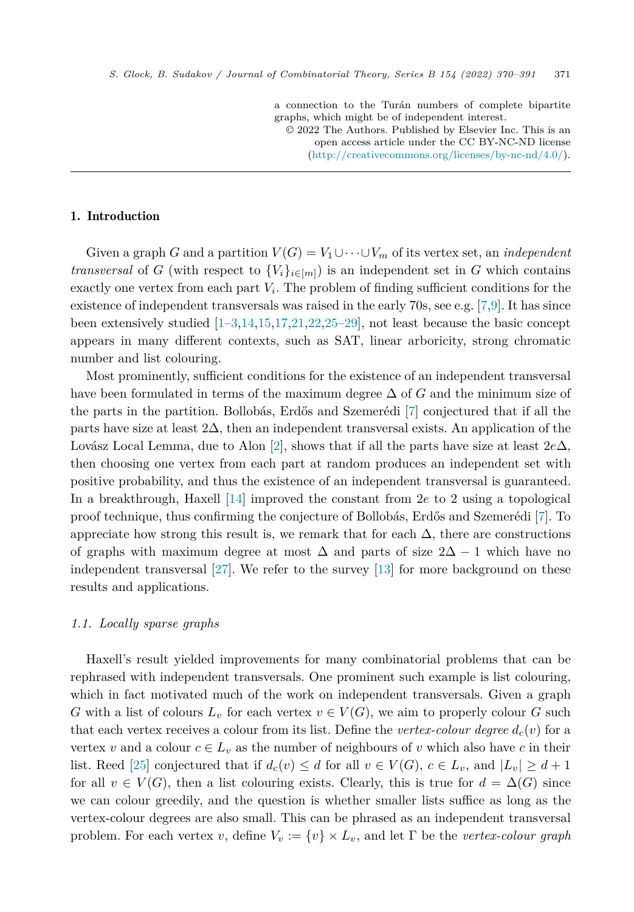a connection to the Turán numbers of complete bipartite graphs, which might be of independent interest.

© 2022 The Authors. Published by Elsevier Inc. This is an open access article under the CC BY-NC-ND license (http://creativecommons.org/licenses/by-nc-nd/4.0/).

## 1. Introduction

Given a graph $G$ and a partition $V(G) = V_1 \cup \cdots \cup V_m$ of its vertex set, an *independent transversal* of $G$ (with respect to $\{V_i\}_{i\in[m]}$) is an independent set in $G$ which contains exactly one vertex from each part $V_i$. The problem of finding sufficient conditions for the existence of independent transversals was raised in the early 70s, see e.g. [7,9]. It has since been extensively studied [1–3,14,15,17,21,22,25–29], not least because the basic concept appears in many different contexts, such as SAT, linear arboricity, strong chromatic number and list colouring.

Most prominently, sufficient conditions for the existence of an independent transversal have been formulated in terms of the maximum degree $\Delta$ of $G$ and the minimum size of the parts in the partition. Bollobás, Erdős and Szemerédi [7] conjectured that if all the parts have size at least $2\Delta$, then an independent transversal exists. An application of the Lovász Local Lemma, due to Alon [2], shows that if all the parts have size at least $2e\Delta$, then choosing one vertex from each part at random produces an independent set with positive probability, and thus the existence of an independent transversal is guaranteed. In a breakthrough, Haxell [14] improved the constant from $2e$ to 2 using a topological proof technique, thus confirming the conjecture of Bollobás, Erdős and Szemerédi [7]. To appreciate how strong this result is, we remark that for each $\Delta$, there are constructions of graphs with maximum degree at most $\Delta$ and parts of size $2\Delta - 1$ which have no independent transversal [27]. We refer to the survey [13] for more background on these results and applications.

### 1.1. Locally sparse graphs

Haxell's result yielded improvements for many combinatorial problems that can be rephrased with independent transversals. One prominent such example is list colouring, which in fact motivated much of the work on independent transversals. Given a graph $G$ with a list of colours $L_v$ for each vertex $v \in V(G)$, we aim to properly colour $G$ such that each vertex receives a colour from its list. Define the *vertex-colour degree* $d_c(v)$ for a vertex $v$ and a colour $c \in L_v$ as the number of neighbours of $v$ which also have $c$ in their list. Reed [25] conjectured that if $d_c(v) \le d$ for all $v \in V(G)$, $c \in L_v$, and $|L_v| \ge d+1$ for all $v \in V(G)$, then a list colouring exists. Clearly, this is true for $d = \Delta(G)$ since we can colour greedily, and the question is whether smaller lists suffice as long as the vertex-colour degrees are also small. This can be phrased as an independent transversal problem. For each vertex $v$, define $V_v := \{v\} \times L_v$, and let $\Gamma$ be the *vertex-colour graph*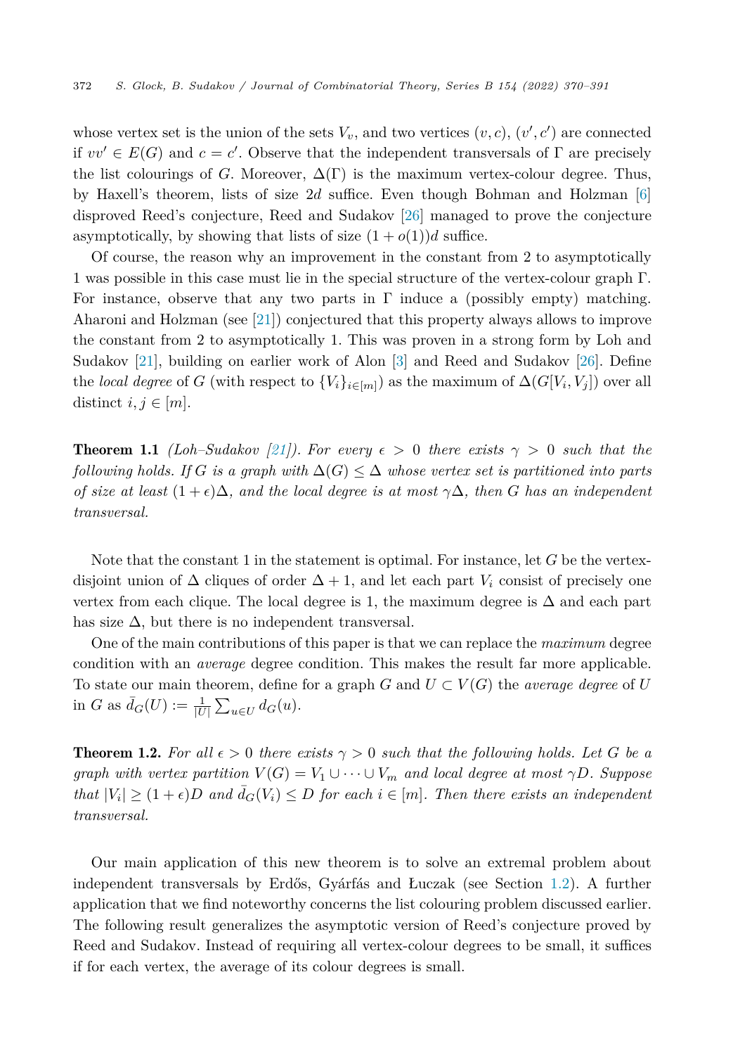whose vertex set is the union of the sets $V_v$, and two vertices $(v, c)$, $(v', c')$ are connected if $vv' \in E(G)$ and $c = c'$. Observe that the independent transversals of $\Gamma$ are precisely the list colourings of $G$. Moreover, $\Delta(\Gamma)$ is the maximum vertex-colour degree. Thus, by Haxell's theorem, lists of size $2d$ suffice. Even though Bohman and Holzman [6] disproved Reed's conjecture, Reed and Sudakov [26] managed to prove the conjecture asymptotically, by showing that lists of size $(1 + o(1))d$ suffice.

Of course, the reason why an improvement in the constant from 2 to asymptotically 1 was possible in this case must lie in the special structure of the vertex-colour graph $\Gamma$. For instance, observe that any two parts in $\Gamma$ induce a (possibly empty) matching. Aharoni and Holzman (see [21]) conjectured that this property always allows to improve the constant from 2 to asymptotically 1. This was proven in a strong form by Loh and Sudakov [21], building on earlier work of Alon [3] and Reed and Sudakov [26]. Define the *local degree* of $G$ (with respect to $\{V_i\}_{i\in[m]}$) as the maximum of $\Delta(G[V_i, V_j])$ over all distinct $i, j \in [m]$.

**Theorem 1.1** *(Loh–Sudakov [21]). For every $\epsilon > 0$ there exists $\gamma > 0$ such that the following holds. If $G$ is a graph with $\Delta(G) \leq \Delta$ whose vertex set is partitioned into parts of size at least $(1 + \epsilon)\Delta$, and the local degree is at most $\gamma\Delta$, then $G$ has an independent transversal.*

Note that the constant 1 in the statement is optimal. For instance, let $G$ be the vertex-disjoint union of $\Delta$ cliques of order $\Delta + 1$, and let each part $V_i$ consist of precisely one vertex from each clique. The local degree is 1, the maximum degree is $\Delta$ and each part has size $\Delta$, but there is no independent transversal.

One of the main contributions of this paper is that we can replace the *maximum* degree condition with an *average* degree condition. This makes the result far more applicable. To state our main theorem, define for a graph $G$ and $U \subset V(G)$ the *average degree* of $U$ in $G$ as $\bar{d}_G(U) := \frac{1}{|U|}\sum_{u\in U} d_G(u)$.

**Theorem 1.2.** *For all $\epsilon > 0$ there exists $\gamma > 0$ such that the following holds. Let $G$ be a graph with vertex partition $V(G) = V_1 \cup \cdots \cup V_m$ and local degree at most $\gamma D$. Suppose that $|V_i| \geq (1 + \epsilon)D$ and $\bar{d}_G(V_i) \leq D$ for each $i \in [m]$. Then there exists an independent transversal.*

Our main application of this new theorem is to solve an extremal problem about independent transversals by Erdős, Gyárfás and Łuczak (see Section 1.2). A further application that we find noteworthy concerns the list colouring problem discussed earlier. The following result generalizes the asymptotic version of Reed's conjecture proved by Reed and Sudakov. Instead of requiring all vertex-colour degrees to be small, it suffices if for each vertex, the average of its colour degrees is small.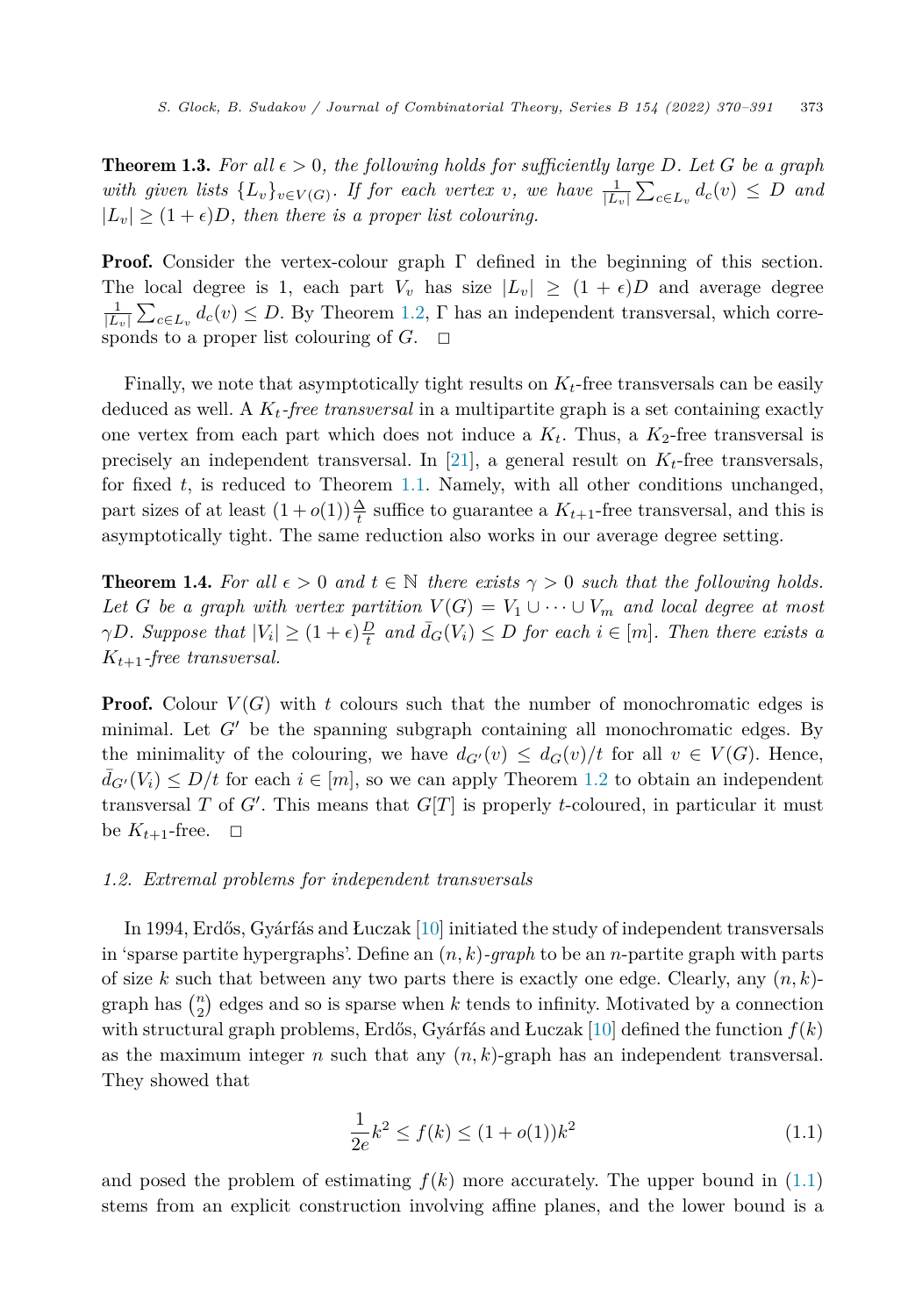**Theorem 1.3.** *For all $\epsilon > 0$, the following holds for sufficiently large $D$. Let $G$ be a graph with given lists $\{L_v\}_{v \in V(G)}$. If for each vertex $v$, we have $\frac{1}{|L_v|}\sum_{c \in L_v} d_c(v) \leq D$ and $|L_v| \geq (1+\epsilon)D$, then there is a proper list colouring.*

**Proof.** Consider the vertex-colour graph $\Gamma$ defined in the beginning of this section. The local degree is 1, each part $V_v$ has size $|L_v| \geq (1+\epsilon)D$ and average degree $\frac{1}{|L_v|}\sum_{c \in L_v} d_c(v) \leq D$. By Theorem 1.2, $\Gamma$ has an independent transversal, which corresponds to a proper list colouring of $G$. $\square$

Finally, we note that asymptotically tight results on $K_t$-free transversals can be easily deduced as well. A *$K_t$-free transversal* in a multipartite graph is a set containing exactly one vertex from each part which does not induce a $K_t$. Thus, a $K_2$-free transversal is precisely an independent transversal. In [21], a general result on $K_t$-free transversals, for fixed $t$, is reduced to Theorem 1.1. Namely, with all other conditions unchanged, part sizes of at least $(1+o(1))\frac{\Delta}{t}$ suffice to guarantee a $K_{t+1}$-free transversal, and this is asymptotically tight. The same reduction also works in our average degree setting.

**Theorem 1.4.** *For all $\epsilon > 0$ and $t \in \mathbb{N}$ there exists $\gamma > 0$ such that the following holds. Let $G$ be a graph with vertex partition $V(G) = V_1 \cup \cdots \cup V_m$ and local degree at most $\gamma D$. Suppose that $|V_i| \geq (1+\epsilon)\frac{D}{t}$ and $\bar{d}_G(V_i) \leq D$ for each $i \in [m]$. Then there exists a $K_{t+1}$-free transversal.*

**Proof.** Colour $V(G)$ with $t$ colours such that the number of monochromatic edges is minimal. Let $G'$ be the spanning subgraph containing all monochromatic edges. By the minimality of the colouring, we have $d_{G'}(v) \leq d_G(v)/t$ for all $v \in V(G)$. Hence, $\bar{d}_{G'}(V_i) \leq D/t$ for each $i \in [m]$, so we can apply Theorem 1.2 to obtain an independent transversal $T$ of $G'$. This means that $G[T]$ is properly $t$-coloured, in particular it must be $K_{t+1}$-free. $\square$

### 1.2. Extremal problems for independent transversals

In 1994, Erdős, Gyárfás and Łuczak [10] initiated the study of independent transversals in 'sparse partite hypergraphs'. Define an *$(n, k)$-graph* to be an $n$-partite graph with parts of size $k$ such that between any two parts there is exactly one edge. Clearly, any $(n, k)$-graph has $\binom{n}{2}$ edges and so is sparse when $k$ tends to infinity. Motivated by a connection with structural graph problems, Erdős, Gyárfás and Łuczak [10] defined the function $f(k)$ as the maximum integer $n$ such that any $(n, k)$-graph has an independent transversal. They showed that

$$\frac{1}{2e}k^2 \leq f(k) \leq (1+o(1))k^2 \tag{1.1}$$

and posed the problem of estimating $f(k)$ more accurately. The upper bound in (1.1) stems from an explicit construction involving affine planes, and the lower bound is a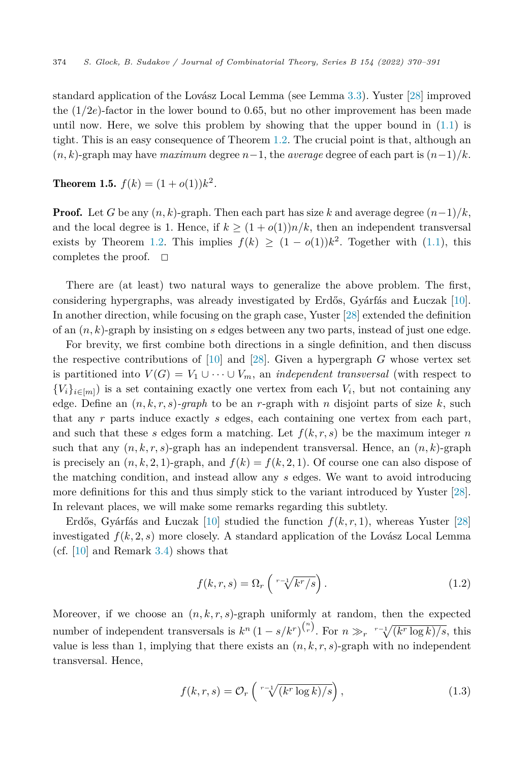standard application of the Lovász Local Lemma (see Lemma 3.3). Yuster [28] improved the $(1/2e)$-factor in the lower bound to 0.65, but no other improvement has been made until now. Here, we solve this problem by showing that the upper bound in (1.1) is tight. This is an easy consequence of Theorem 1.2. The crucial point is that, although an $(n, k)$-graph may have *maximum* degree $n-1$, the *average* degree of each part is $(n-1)/k$.

**Theorem 1.5.** $f(k) = (1 + o(1))k^2$.

**Proof.** Let $G$ be any $(n, k)$-graph. Then each part has size $k$ and average degree $(n-1)/k$, and the local degree is 1. Hence, if $k \geq (1 + o(1))n/k$, then an independent transversal exists by Theorem 1.2. This implies $f(k) \geq (1 - o(1))k^2$. Together with (1.1), this completes the proof. □

There are (at least) two natural ways to generalize the above problem. The first, considering hypergraphs, was already investigated by Erdős, Gyárfás and Łuczak [10]. In another direction, while focusing on the graph case, Yuster [28] extended the definition of an $(n, k)$-graph by insisting on $s$ edges between any two parts, instead of just one edge.

For brevity, we first combine both directions in a single definition, and then discuss the respective contributions of [10] and [28]. Given a hypergraph $G$ whose vertex set is partitioned into $V(G) = V_1 \cup \cdots \cup V_m$, an *independent transversal* (with respect to $\{V_i\}_{i\in[m]}$) is a set containing exactly one vertex from each $V_i$, but not containing any edge. Define an $(n, k, r, s)$*-graph* to be an $r$-graph with $n$ disjoint parts of size $k$, such that any $r$ parts induce exactly $s$ edges, each containing one vertex from each part, and such that these $s$ edges form a matching. Let $f(k, r, s)$ be the maximum integer $n$ such that any $(n, k, r, s)$-graph has an independent transversal. Hence, an $(n, k)$-graph is precisely an $(n, k, 2, 1)$-graph, and $f(k) = f(k, 2, 1)$. Of course one can also dispose of the matching condition, and instead allow any $s$ edges. We want to avoid introducing more definitions for this and thus simply stick to the variant introduced by Yuster [28]. In relevant places, we will make some remarks regarding this subtlety.

Erdős, Gyárfás and Łuczak [10] studied the function $f(k, r, 1)$, whereas Yuster [28] investigated $f(k, 2, s)$ more closely. A standard application of the Lovász Local Lemma (cf. [10] and Remark 3.4) shows that

$$f(k, r, s) = \Omega_r\left(\sqrt[r-1]{k^r/s}\right). \tag{1.2}$$

Moreover, if we choose an $(n, k, r, s)$-graph uniformly at random, then the expected number of independent transversals is $k^n\left(1 - s/k^r\right)^{\binom{n}{r}}$. For $n \gg_r \sqrt[r-1]{(k^r \log k)/s}$, this value is less than 1, implying that there exists an $(n, k, r, s)$-graph with no independent transversal. Hence,

$$f(k, r, s) = \mathcal{O}_r\left(\sqrt[r-1]{(k^r \log k)/s}\right), \tag{1.3}$$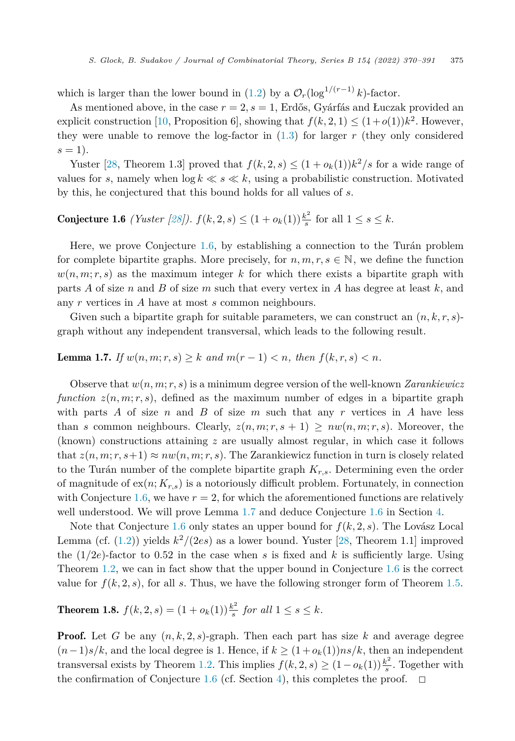which is larger than the lower bound in (1.2) by a $\mathcal{O}_r(\log^{1/(r-1)} k)$-factor.

As mentioned above, in the case $r = 2, s = 1$, Erdős, Gyárfás and Łuczak provided an explicit construction [10, Proposition 6], showing that $f(k, 2, 1) \leq (1+o(1))k^2$. However, they were unable to remove the log-factor in (1.3) for larger $r$ (they only considered $s = 1$).

Yuster [28, Theorem 1.3] proved that $f(k, 2, s) \leq (1 + o_k(1))k^2/s$ for a wide range of values for $s$, namely when $\log k \ll s \ll k$, using a probabilistic construction. Motivated by this, he conjectured that this bound holds for all values of $s$.

**Conjecture 1.6** *(Yuster [28]).* $f(k, 2, s) \leq (1 + o_k(1))\frac{k^2}{s}$ *for all* $1 \leq s \leq k$.

Here, we prove Conjecture 1.6, by establishing a connection to the Turán problem for complete bipartite graphs. More precisely, for $n, m, r, s \in \mathbb{N}$, we define the function $w(n, m; r, s)$ as the maximum integer $k$ for which there exists a bipartite graph with parts $A$ of size $n$ and $B$ of size $m$ such that every vertex in $A$ has degree at least $k$, and any $r$ vertices in $A$ have at most $s$ common neighbours.

Given such a bipartite graph for suitable parameters, we can construct an $(n, k, r, s)$-graph without any independent transversal, which leads to the following result.

**Lemma 1.7.** *If* $w(n, m; r, s) \geq k$ *and* $m(r - 1) < n$*, then* $f(k, r, s) < n$.

Observe that $w(n, m; r, s)$ is a minimum degree version of the well-known *Zarankiewicz function* $z(n, m; r, s)$, defined as the maximum number of edges in a bipartite graph with parts $A$ of size $n$ and $B$ of size $m$ such that any $r$ vertices in $A$ have less than $s$ common neighbours. Clearly, $z(n, m; r, s + 1) \geq nw(n, m; r, s)$. Moreover, the (known) constructions attaining $z$ are usually almost regular, in which case it follows that $z(n, m; r, s+1) \approx nw(n, m; r, s)$. The Zarankiewicz function in turn is closely related to the Turán number of the complete bipartite graph $K_{r,s}$. Determining even the order of magnitude of $\mathrm{ex}(n; K_{r,s})$ is a notoriously difficult problem. Fortunately, in connection with Conjecture 1.6, we have $r = 2$, for which the aforementioned functions are relatively well understood. We will prove Lemma 1.7 and deduce Conjecture 1.6 in Section 4.

Note that Conjecture 1.6 only states an upper bound for $f(k, 2, s)$. The Lovász Local Lemma (cf. (1.2)) yields $k^2/(2es)$ as a lower bound. Yuster [28, Theorem 1.1] improved the $(1/2e)$-factor to 0.52 in the case when $s$ is fixed and $k$ is sufficiently large. Using Theorem 1.2, we can in fact show that the upper bound in Conjecture 1.6 is the correct value for $f(k, 2, s)$, for all $s$. Thus, we have the following stronger form of Theorem 1.5.

**Theorem 1.8.** $f(k, 2, s) = (1 + o_k(1))\frac{k^2}{s}$ *for all* $1 \leq s \leq k$.

**Proof.** Let $G$ be any $(n, k, 2, s)$-graph. Then each part has size $k$ and average degree $(n-1)s/k$, and the local degree is 1. Hence, if $k \geq (1+o_k(1))ns/k$, then an independent transversal exists by Theorem 1.2. This implies $f(k, 2, s) \geq (1 - o_k(1))\frac{k^2}{s}$. Together with the confirmation of Conjecture 1.6 (cf. Section 4), this completes the proof. □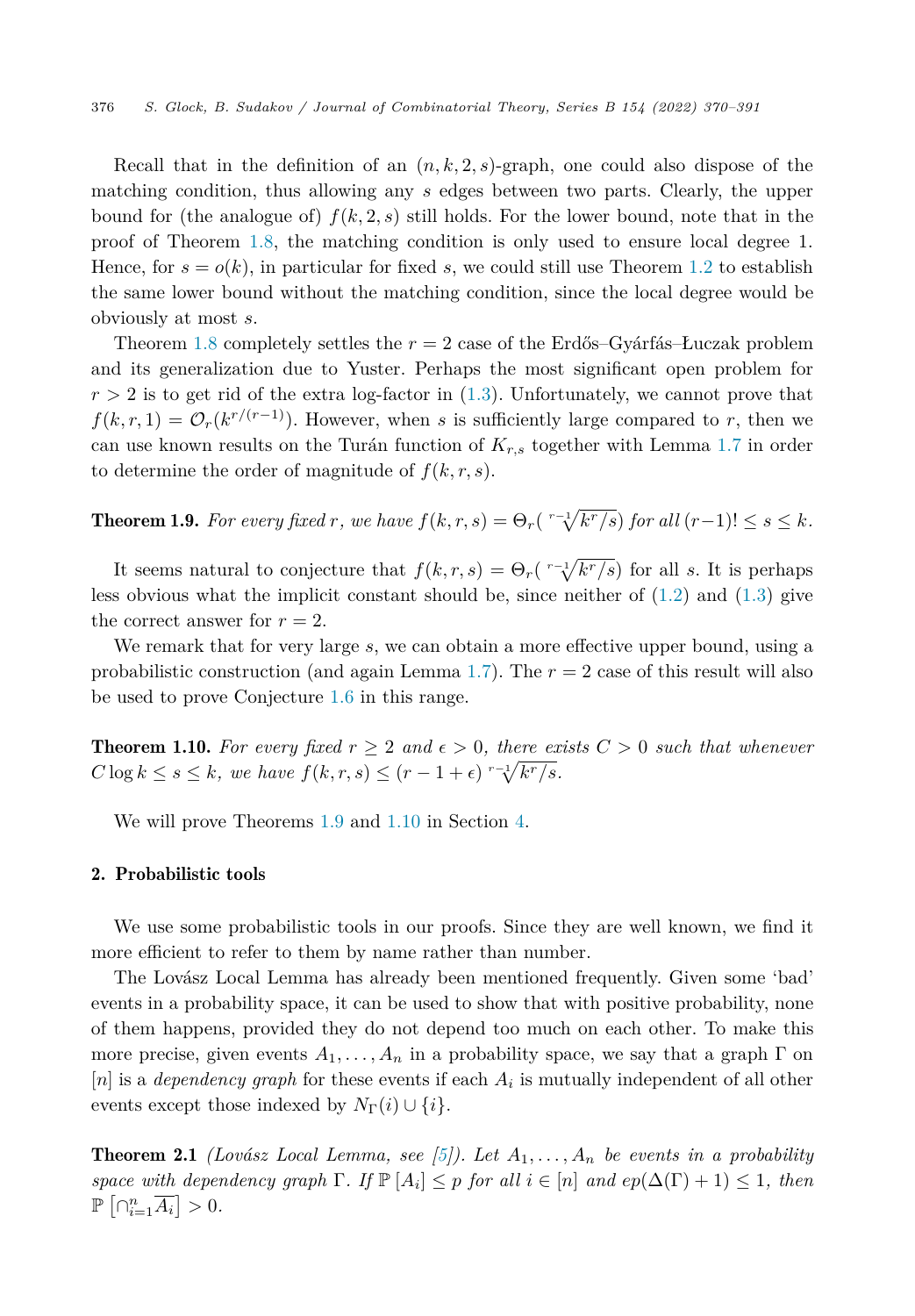Recall that in the definition of an $(n, k, 2, s)$-graph, one could also dispose of the matching condition, thus allowing any $s$ edges between two parts. Clearly, the upper bound for (the analogue of) $f(k, 2, s)$ still holds. For the lower bound, note that in the proof of Theorem 1.8, the matching condition is only used to ensure local degree 1. Hence, for $s = o(k)$, in particular for fixed $s$, we could still use Theorem 1.2 to establish the same lower bound without the matching condition, since the local degree would be obviously at most $s$.

Theorem 1.8 completely settles the $r = 2$ case of the Erdős–Gyárfás–Łuczak problem and its generalization due to Yuster. Perhaps the most significant open problem for $r > 2$ is to get rid of the extra log-factor in (1.3). Unfortunately, we cannot prove that $f(k, r, 1) = \mathcal{O}_r(k^{r/(r-1)})$. However, when $s$ is sufficiently large compared to $r$, then we can use known results on the Turán function of $K_{r,s}$ together with Lemma 1.7 in order to determine the order of magnitude of $f(k, r, s)$.

**Theorem 1.9.** *For every fixed $r$, we have $f(k, r, s) = \Theta_r(\sqrt[r-1]{k^r/s})$ for all $(r-1)! \leq s \leq k$.*

It seems natural to conjecture that $f(k, r, s) = \Theta_r(\sqrt[r-1]{k^r/s})$ for all $s$. It is perhaps less obvious what the implicit constant should be, since neither of (1.2) and (1.3) give the correct answer for $r = 2$.

We remark that for very large $s$, we can obtain a more effective upper bound, using a probabilistic construction (and again Lemma 1.7). The $r = 2$ case of this result will also be used to prove Conjecture 1.6 in this range.

**Theorem 1.10.** *For every fixed $r \geq 2$ and $\epsilon > 0$, there exists $C > 0$ such that whenever $C \log k \leq s \leq k$, we have $f(k, r, s) \leq (r - 1 + \epsilon) \sqrt[r-1]{k^r/s}$.*

We will prove Theorems 1.9 and 1.10 in Section 4.

## 2. Probabilistic tools

We use some probabilistic tools in our proofs. Since they are well known, we find it more efficient to refer to them by name rather than number.

The Lovász Local Lemma has already been mentioned frequently. Given some 'bad' events in a probability space, it can be used to show that with positive probability, none of them happens, provided they do not depend too much on each other. To make this more precise, given events $A_1, \ldots, A_n$ in a probability space, we say that a graph $\Gamma$ on $[n]$ is a *dependency graph* for these events if each $A_i$ is mutually independent of all other events except those indexed by $N_\Gamma(i) \cup \{i\}$.

**Theorem 2.1** *(Lovász Local Lemma, see [5]). Let $A_1, \ldots, A_n$ be events in a probability space with dependency graph $\Gamma$. If $\mathbb{P}[A_i] \leq p$ for all $i \in [n]$ and $ep(\Delta(\Gamma) + 1) \leq 1$, then $\mathbb{P}\left[\cap_{i=1}^n \overline{A_i}\right] > 0$.*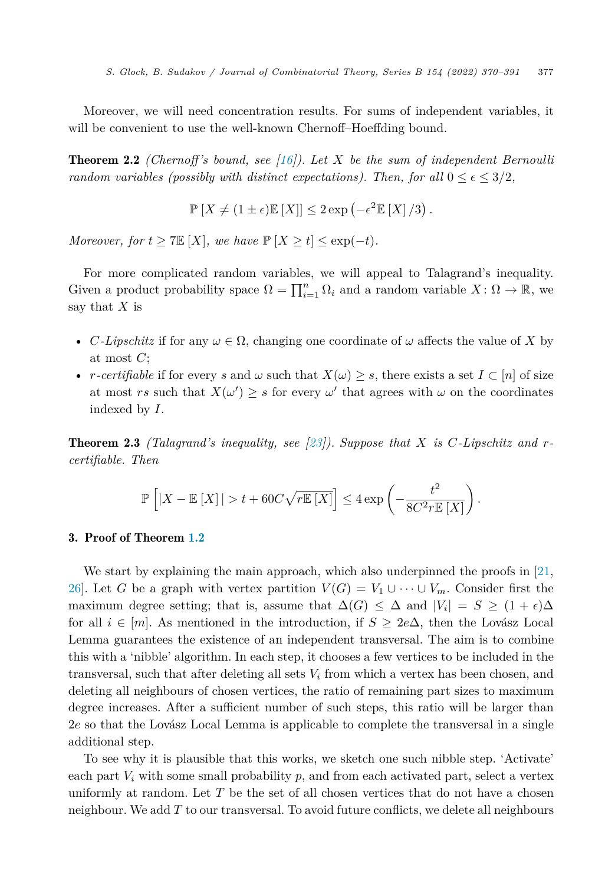Moreover, we will need concentration results. For sums of independent variables, it will be convenient to use the well-known Chernoff–Hoeffding bound.

**Theorem 2.2** *(Chernoff's bound, see [16]). Let $X$ be the sum of independent Bernoulli random variables (possibly with distinct expectations). Then, for all $0 \leq \epsilon \leq 3/2$,*

$$\mathbb{P}\left[X \neq (1 \pm \epsilon)\mathbb{E}\left[X\right]\right] \leq 2 \exp\left(-\epsilon^2 \mathbb{E}\left[X\right]/3\right).$$

*Moreover, for $t \geq 7\mathbb{E}\left[X\right]$, we have $\mathbb{P}\left[X \geq t\right] \leq \exp(-t)$.*

For more complicated random variables, we will appeal to Talagrand's inequality. Given a product probability space $\Omega = \prod_{i=1}^{n} \Omega_i$ and a random variable $X \colon \Omega \to \mathbb{R}$, we say that $X$ is

- *$C$-Lipschitz* if for any $\omega \in \Omega$, changing one coordinate of $\omega$ affects the value of $X$ by at most $C$;
- *$r$-certifiable* if for every $s$ and $\omega$ such that $X(\omega) \geq s$, there exists a set $I \subset [n]$ of size at most $rs$ such that $X(\omega') \geq s$ for every $\omega'$ that agrees with $\omega$ on the coordinates indexed by $I$.

**Theorem 2.3** *(Talagrand's inequality, see [23]). Suppose that $X$ is $C$-Lipschitz and $r$-certifiable. Then*

$$\mathbb{P}\left[|X - \mathbb{E}\left[X\right]| > t + 60C\sqrt{r\mathbb{E}\left[X\right]}\right] \leq 4 \exp\left(-\frac{t^2}{8C^2 r\mathbb{E}\left[X\right]}\right).$$

## 3. Proof of Theorem 1.2

We start by explaining the main approach, which also underpinned the proofs in [21, 26]. Let $G$ be a graph with vertex partition $V(G) = V_1 \cup \cdots \cup V_m$. Consider first the maximum degree setting; that is, assume that $\Delta(G) \leq \Delta$ and $|V_i| = S \geq (1+\epsilon)\Delta$ for all $i \in [m]$. As mentioned in the introduction, if $S \geq 2e\Delta$, then the Lovász Local Lemma guarantees the existence of an independent transversal. The aim is to combine this with a 'nibble' algorithm. In each step, it chooses a few vertices to be included in the transversal, such that after deleting all sets $V_i$ from which a vertex has been chosen, and deleting all neighbours of chosen vertices, the ratio of remaining part sizes to maximum degree increases. After a sufficient number of such steps, this ratio will be larger than $2e$ so that the Lovász Local Lemma is applicable to complete the transversal in a single additional step.

To see why it is plausible that this works, we sketch one such nibble step. 'Activate' each part $V_i$ with some small probability $p$, and from each activated part, select a vertex uniformly at random. Let $T$ be the set of all chosen vertices that do not have a chosen neighbour. We add $T$ to our transversal. To avoid future conflicts, we delete all neighbours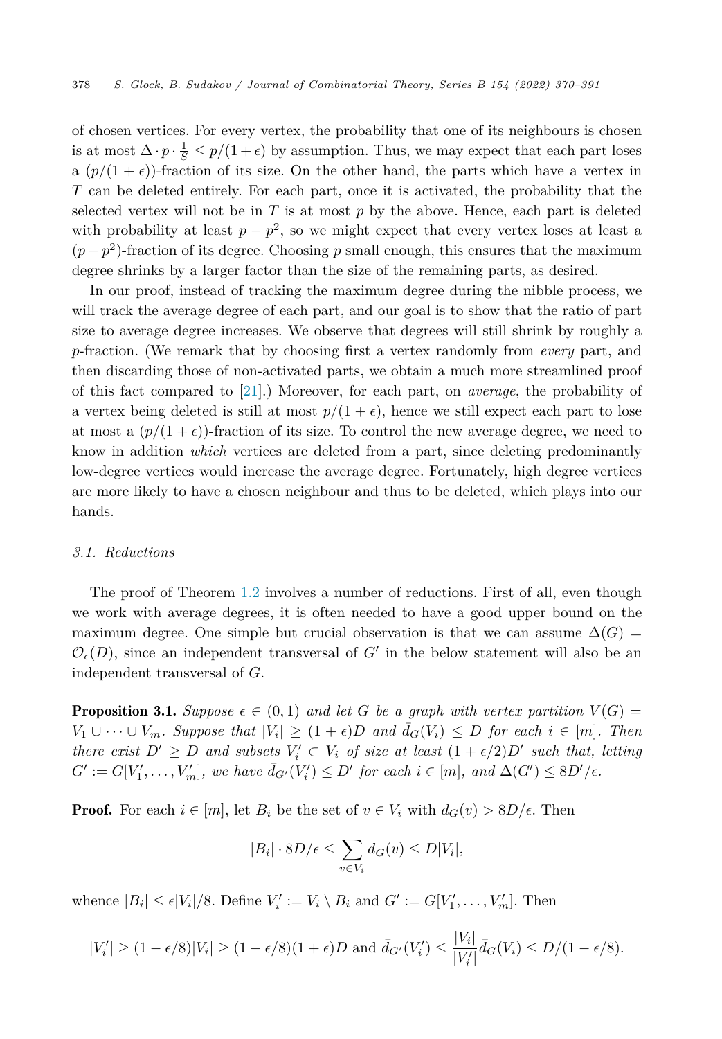of chosen vertices. For every vertex, the probability that one of its neighbours is chosen is at most $\Delta \cdot p \cdot \frac{1}{S} \leq p/(1+\epsilon)$ by assumption. Thus, we may expect that each part loses a $(p/(1+\epsilon))$-fraction of its size. On the other hand, the parts which have a vertex in $T$ can be deleted entirely. For each part, once it is activated, the probability that the selected vertex will not be in $T$ is at most $p$ by the above. Hence, each part is deleted with probability at least $p - p^2$, so we might expect that every vertex loses at least a $(p - p^2)$-fraction of its degree. Choosing $p$ small enough, this ensures that the maximum degree shrinks by a larger factor than the size of the remaining parts, as desired.

In our proof, instead of tracking the maximum degree during the nibble process, we will track the average degree of each part, and our goal is to show that the ratio of part size to average degree increases. We observe that degrees will still shrink by roughly a $p$-fraction. (We remark that by choosing first a vertex randomly from *every* part, and then discarding those of non-activated parts, we obtain a much more streamlined proof of this fact compared to [21].) Moreover, for each part, on *average*, the probability of a vertex being deleted is still at most $p/(1+\epsilon)$, hence we still expect each part to lose at most a $(p/(1+\epsilon))$-fraction of its size. To control the new average degree, we need to know in addition *which* vertices are deleted from a part, since deleting predominantly low-degree vertices would increase the average degree. Fortunately, high degree vertices are more likely to have a chosen neighbour and thus to be deleted, which plays into our hands.

### 3.1. Reductions

The proof of Theorem 1.2 involves a number of reductions. First of all, even though we work with average degrees, it is often needed to have a good upper bound on the maximum degree. One simple but crucial observation is that we can assume $\Delta(G) = \mathcal{O}_\epsilon(D)$, since an independent transversal of $G'$ in the below statement will also be an independent transversal of $G$.

**Proposition 3.1.** *Suppose $\epsilon \in (0,1)$ and let $G$ be a graph with vertex partition $V(G) = V_1 \cup \cdots \cup V_m$. Suppose that $|V_i| \geq (1+\epsilon)D$ and $\bar{d}_G(V_i) \leq D$ for each $i \in [m]$. Then there exist $D' \geq D$ and subsets $V_i' \subset V_i$ of size at least $(1+\epsilon/2)D'$ such that, letting $G' := G[V_1', \ldots, V_m']$, we have $\bar{d}_{G'}(V_i') \leq D'$ for each $i \in [m]$, and $\Delta(G') \leq 8D'/\epsilon$.*

**Proof.** For each $i \in [m]$, let $B_i$ be the set of $v \in V_i$ with $d_G(v) > 8D/\epsilon$. Then

$$|B_i| \cdot 8D/\epsilon \leq \sum_{v \in V_i} d_G(v) \leq D|V_i|,$$

whence $|B_i| \leq \epsilon|V_i|/8$. Define $V_i' := V_i \setminus B_i$ and $G' := G[V_1', \ldots, V_m']$. Then

$$|V_i'| \geq (1-\epsilon/8)|V_i| \geq (1-\epsilon/8)(1+\epsilon)D \text{ and } \bar{d}_{G'}(V_i') \leq \frac{|V_i|}{|V_i'|}\bar{d}_G(V_i) \leq D/(1-\epsilon/8).$$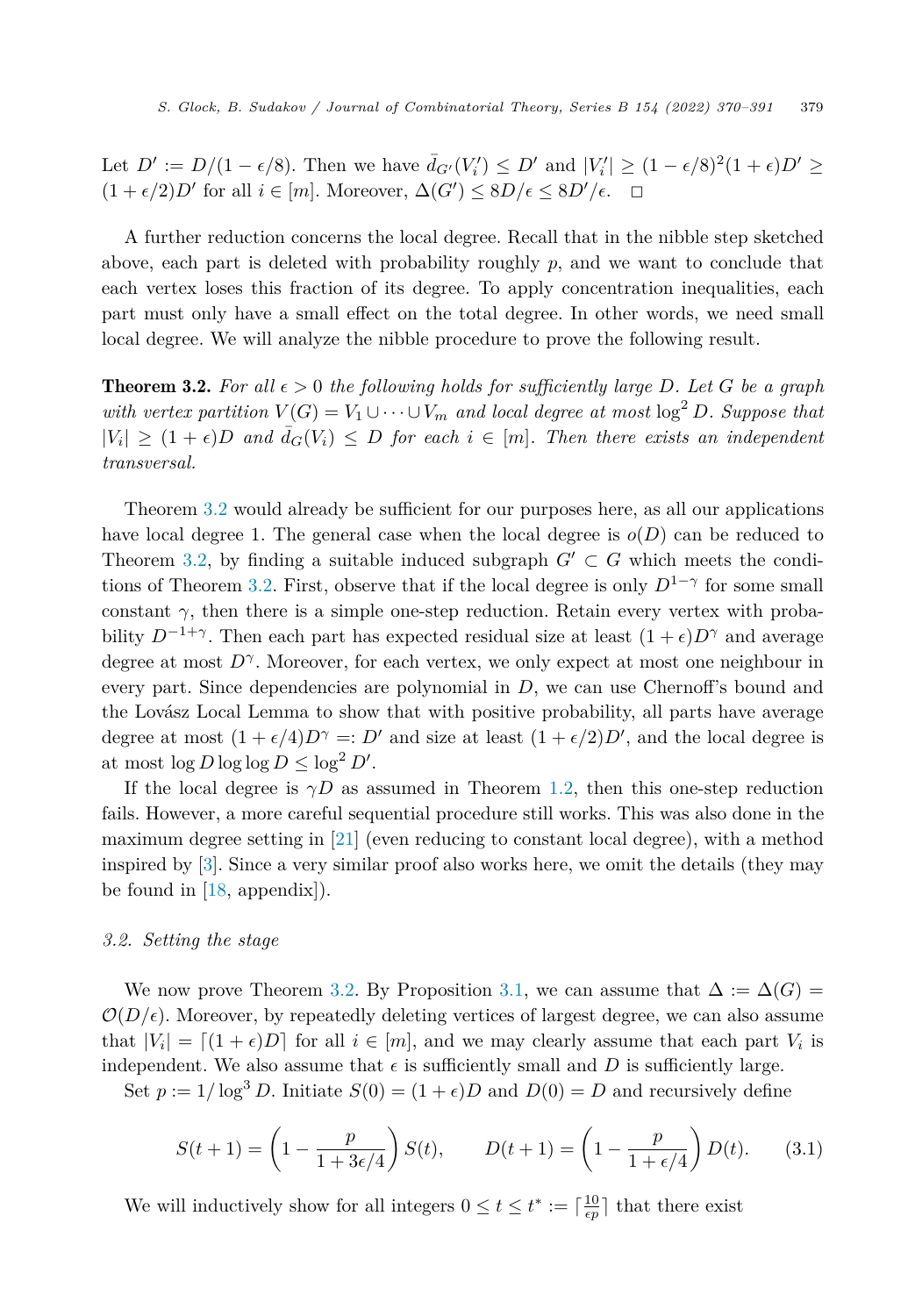Let $D' := D/(1-\epsilon/8)$. Then we have $\bar{d}_{G'}(V_i') \leq D'$ and $|V_i'| \geq (1-\epsilon/8)^2(1+\epsilon)D' \geq (1+\epsilon/2)D'$ for all $i \in [m]$. Moreover, $\Delta(G') \leq 8D/\epsilon \leq 8D'/\epsilon$. $\square$

A further reduction concerns the local degree. Recall that in the nibble step sketched above, each part is deleted with probability roughly $p$, and we want to conclude that each vertex loses this fraction of its degree. To apply concentration inequalities, each part must only have a small effect on the total degree. In other words, we need small local degree. We will analyze the nibble procedure to prove the following result.

**Theorem 3.2.** *For all $\epsilon > 0$ the following holds for sufficiently large $D$. Let $G$ be a graph with vertex partition $V(G) = V_1 \cup \cdots \cup V_m$ and local degree at most $\log^2 D$. Suppose that $|V_i| \geq (1+\epsilon)D$ and $\bar{d}_G(V_i) \leq D$ for each $i \in [m]$. Then there exists an independent transversal.*

Theorem 3.2 would already be sufficient for our purposes here, as all our applications have local degree 1. The general case when the local degree is $o(D)$ can be reduced to Theorem 3.2, by finding a suitable induced subgraph $G' \subset G$ which meets the conditions of Theorem 3.2. First, observe that if the local degree is only $D^{1-\gamma}$ for some small constant $\gamma$, then there is a simple one-step reduction. Retain every vertex with probability $D^{-1+\gamma}$. Then each part has expected residual size at least $(1+\epsilon)D^{\gamma}$ and average degree at most $D^{\gamma}$. Moreover, for each vertex, we only expect at most one neighbour in every part. Since dependencies are polynomial in $D$, we can use Chernoff's bound and the Lovász Local Lemma to show that with positive probability, all parts have average degree at most $(1+\epsilon/4)D^{\gamma} =: D'$ and size at least $(1+\epsilon/2)D'$, and the local degree is at most $\log D \log\log D \leq \log^2 D'$.

If the local degree is $\gamma D$ as assumed in Theorem 1.2, then this one-step reduction fails. However, a more careful sequential procedure still works. This was also done in the maximum degree setting in [21] (even reducing to constant local degree), with a method inspired by [3]. Since a very similar proof also works here, we omit the details (they may be found in [18, appendix]).

### 3.2. Setting the stage

We now prove Theorem 3.2. By Proposition 3.1, we can assume that $\Delta := \Delta(G) = \mathcal{O}(D/\epsilon)$. Moreover, by repeatedly deleting vertices of largest degree, we can also assume that $|V_i| = \lceil (1+\epsilon)D \rceil$ for all $i \in [m]$, and we may clearly assume that each part $V_i$ is independent. We also assume that $\epsilon$ is sufficiently small and $D$ is sufficiently large.

Set $p := 1/\log^3 D$. Initiate $S(0) = (1+\epsilon)D$ and $D(0) = D$ and recursively define

$$S(t+1) = \left(1 - \frac{p}{1+3\epsilon/4}\right) S(t), \qquad D(t+1) = \left(1 - \frac{p}{1+\epsilon/4}\right) D(t). \tag{3.1}$$

We will inductively show for all integers $0 \leq t \leq t^* := \lceil \frac{10}{\epsilon p} \rceil$ that there exist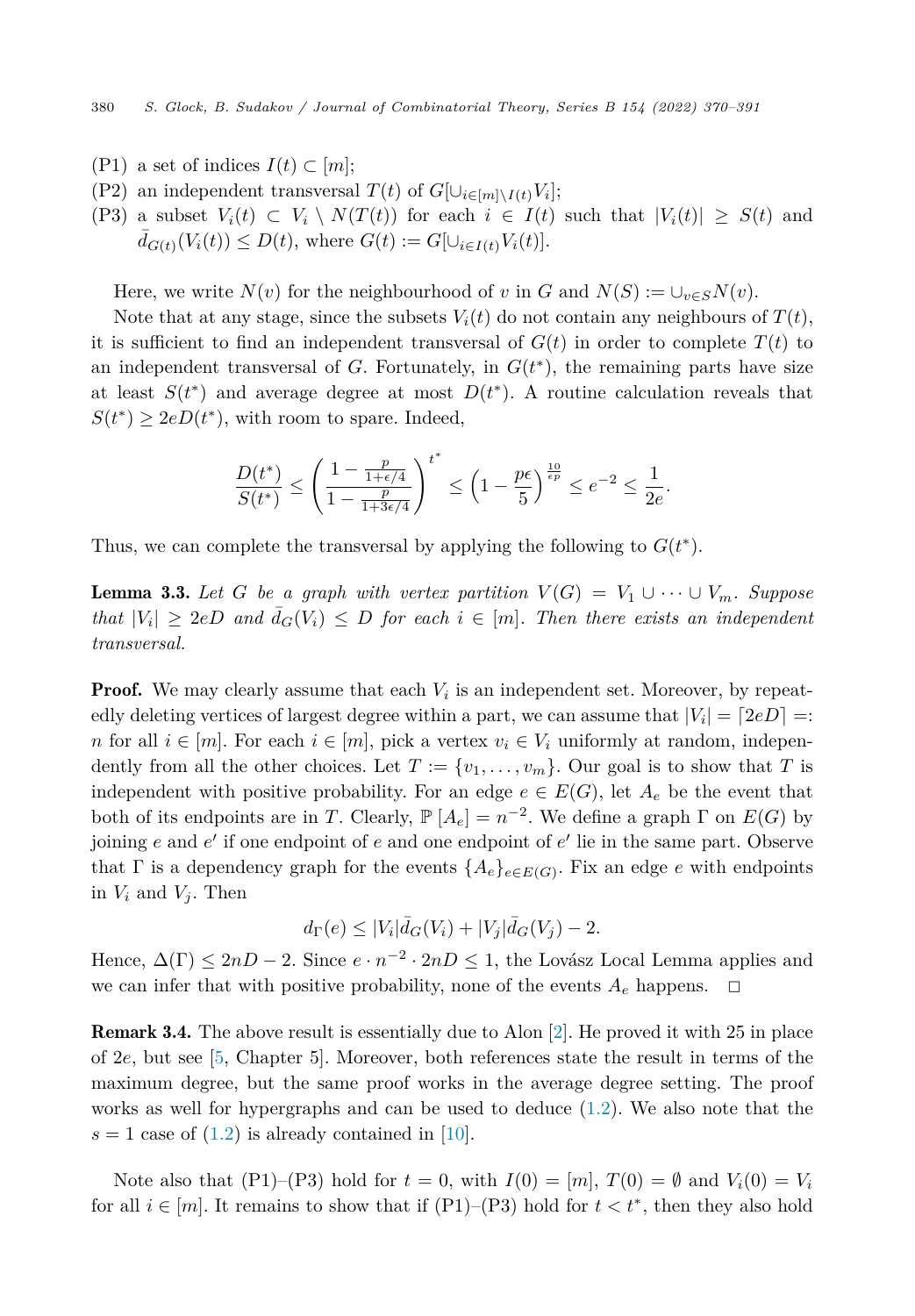(P1) a set of indices $I(t) \subset [m]$;

(P2) an independent transversal $T(t)$ of $G[\cup_{i\in[m]\setminus I(t)} V_i]$;

(P3) a subset $V_i(t) \subset V_i \setminus N(T(t))$ for each $i \in I(t)$ such that $|V_i(t)| \geq S(t)$ and $\bar{d}_{G(t)}(V_i(t)) \leq D(t)$, where $G(t) := G[\cup_{i\in I(t)} V_i(t)]$.

Here, we write $N(v)$ for the neighbourhood of $v$ in $G$ and $N(S) := \cup_{v\in S} N(v)$.

Note that at any stage, since the subsets $V_i(t)$ do not contain any neighbours of $T(t)$, it is sufficient to find an independent transversal of $G(t)$ in order to complete $T(t)$ to an independent transversal of $G$. Fortunately, in $G(t^*)$, the remaining parts have size at least $S(t^*)$ and average degree at most $D(t^*)$. A routine calculation reveals that $S(t^*) \geq 2eD(t^*)$, with room to spare. Indeed,

$$\frac{D(t^*)}{S(t^*)} \leq \left(\frac{1-\frac{p}{1+\epsilon/4}}{1-\frac{p}{1+3\epsilon/4}}\right)^{t^*} \leq \left(1-\frac{p\epsilon}{5}\right)^{\frac{10}{\epsilon p}} \leq e^{-2} \leq \frac{1}{2e}.$$

Thus, we can complete the transversal by applying the following to $G(t^*)$.

**Lemma 3.3.** *Let $G$ be a graph with vertex partition $V(G) = V_1 \cup \cdots \cup V_m$. Suppose that $|V_i| \geq 2eD$ and $\bar{d}_G(V_i) \leq D$ for each $i \in [m]$. Then there exists an independent transversal.*

**Proof.** We may clearly assume that each $V_i$ is an independent set. Moreover, by repeatedly deleting vertices of largest degree within a part, we can assume that $|V_i| = \lceil 2eD \rceil =: n$ for all $i \in [m]$. For each $i \in [m]$, pick a vertex $v_i \in V_i$ uniformly at random, independently from all the other choices. Let $T := \{v_1, \ldots, v_m\}$. Our goal is to show that $T$ is independent with positive probability. For an edge $e \in E(G)$, let $A_e$ be the event that both of its endpoints are in $T$. Clearly, $\mathbb{P}[A_e] = n^{-2}$. We define a graph $\Gamma$ on $E(G)$ by joining $e$ and $e'$ if one endpoint of $e$ and one endpoint of $e'$ lie in the same part. Observe that $\Gamma$ is a dependency graph for the events $\{A_e\}_{e\in E(G)}$. Fix an edge $e$ with endpoints in $V_i$ and $V_j$. Then

$$d_\Gamma(e) \leq |V_i|\bar{d}_G(V_i) + |V_j|\bar{d}_G(V_j) - 2.$$

Hence, $\Delta(\Gamma) \leq 2nD - 2$. Since $e \cdot n^{-2} \cdot 2nD \leq 1$, the Lovász Local Lemma applies and we can infer that with positive probability, none of the events $A_e$ happens. $\square$

**Remark 3.4.** The above result is essentially due to Alon [2]. He proved it with 25 in place of $2e$, but see [5, Chapter 5]. Moreover, both references state the result in terms of the maximum degree, but the same proof works in the average degree setting. The proof works as well for hypergraphs and can be used to deduce (1.2). We also note that the $s = 1$ case of (1.2) is already contained in [10].

Note also that (P1)–(P3) hold for $t = 0$, with $I(0) = [m]$, $T(0) = \emptyset$ and $V_i(0) = V_i$ for all $i \in [m]$. It remains to show that if (P1)–(P3) hold for $t < t^*$, then they also hold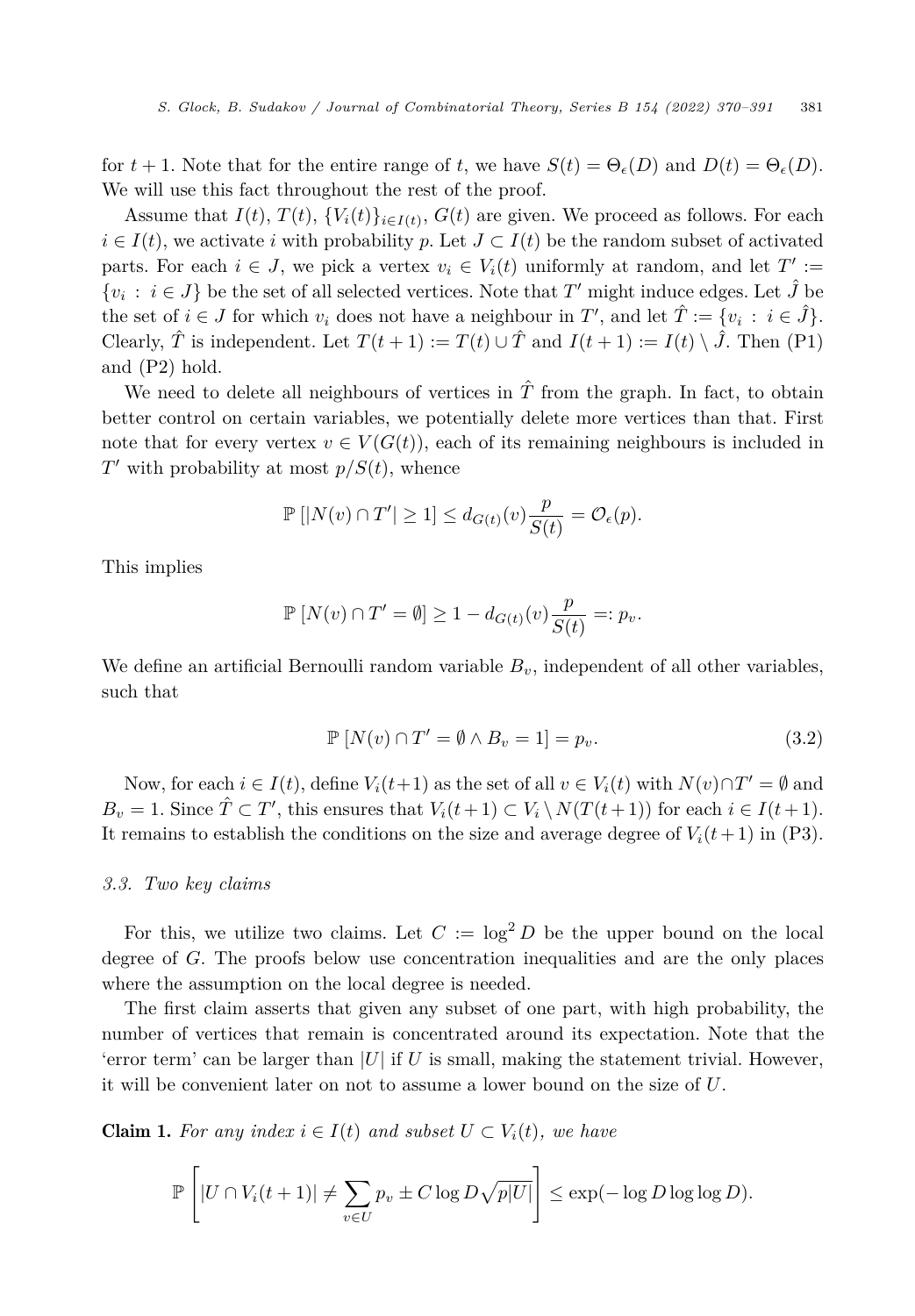for $t+1$. Note that for the entire range of $t$, we have $S(t) = \Theta_\epsilon(D)$ and $D(t) = \Theta_\epsilon(D)$. We will use this fact throughout the rest of the proof.

Assume that $I(t)$, $T(t)$, $\{V_i(t)\}_{i \in I(t)}$, $G(t)$ are given. We proceed as follows. For each $i \in I(t)$, we activate $i$ with probability $p$. Let $J \subset I(t)$ be the random subset of activated parts. For each $i \in J$, we pick a vertex $v_i \in V_i(t)$ uniformly at random, and let $T' := \{v_i : i \in J\}$ be the set of all selected vertices. Note that $T'$ might induce edges. Let $\hat{J}$ be the set of $i \in J$ for which $v_i$ does not have a neighbour in $T'$, and let $\hat{T} := \{v_i : i \in \hat{J}\}$. Clearly, $\hat{T}$ is independent. Let $T(t+1) := T(t) \cup \hat{T}$ and $I(t+1) := I(t) \setminus \hat{J}$. Then (P1) and (P2) hold.

We need to delete all neighbours of vertices in $\hat{T}$ from the graph. In fact, to obtain better control on certain variables, we potentially delete more vertices than that. First note that for every vertex $v \in V(G(t))$, each of its remaining neighbours is included in $T'$ with probability at most $p/S(t)$, whence

$$\mathbb{P}\left[|N(v) \cap T'| \geq 1\right] \leq d_{G(t)}(v) \frac{p}{S(t)} = \mathcal{O}_\epsilon(p).$$

This implies

$$\mathbb{P}\left[N(v) \cap T' = \emptyset\right] \geq 1 - d_{G(t)}(v) \frac{p}{S(t)} =: p_v.$$

We define an artificial Bernoulli random variable $B_v$, independent of all other variables, such that

$$\mathbb{P}\left[N(v) \cap T' = \emptyset \wedge B_v = 1\right] = p_v. \tag{3.2}$$

Now, for each $i \in I(t)$, define $V_i(t+1)$ as the set of all $v \in V_i(t)$ with $N(v) \cap T' = \emptyset$ and $B_v = 1$. Since $\hat{T} \subset T'$, this ensures that $V_i(t+1) \subset V_i \setminus N(T(t+1))$ for each $i \in I(t+1)$. It remains to establish the conditions on the size and average degree of $V_i(t+1)$ in (P3).

### *3.3. Two key claims*

For this, we utilize two claims. Let $C := \log^2 D$ be the upper bound on the local degree of $G$. The proofs below use concentration inequalities and are the only places where the assumption on the local degree is needed.

The first claim asserts that given any subset of one part, with high probability, the number of vertices that remain is concentrated around its expectation. Note that the 'error term' can be larger than $|U|$ if $U$ is small, making the statement trivial. However, it will be convenient later on not to assume a lower bound on the size of $U$.

**Claim 1.** *For any index $i \in I(t)$ and subset $U \subset V_i(t)$, we have*

$$\mathbb{P}\left[|U \cap V_i(t+1)| \neq \sum_{v \in U} p_v \pm C \log D \sqrt{p|U|}\right] \leq \exp(-\log D \log\log D).$$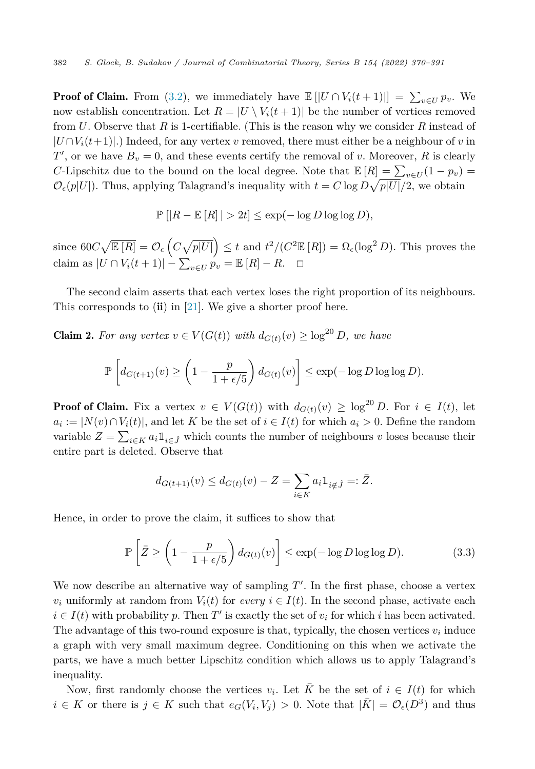**Proof of Claim.** From (3.2), we immediately have $\mathbb{E}[|U \cap V_i(t+1)|] = \sum_{v \in U} p_v$. We now establish concentration. Let $R = |U \setminus V_i(t+1)|$ be the number of vertices removed from $U$. Observe that $R$ is 1-certifiable. (This is the reason why we consider $R$ instead of $|U \cap V_i(t+1)|$.) Indeed, for any vertex $v$ removed, there must either be a neighbour of $v$ in $T'$, or we have $B_v = 0$, and these events certify the removal of $v$. Moreover, $R$ is clearly $C$-Lipschitz due to the bound on the local degree. Note that $\mathbb{E}[R] = \sum_{v \in U}(1 - p_v) = \mathcal{O}_\epsilon(p|U|)$. Thus, applying Talagrand's inequality with $t = C \log D \sqrt{p|U|}/2$, we obtain

$$\mathbb{P}[|R - \mathbb{E}[R]| > 2t] \leq \exp(-\log D \log\log D),$$

since $60C\sqrt{\mathbb{E}[R]} = \mathcal{O}_\epsilon\left(C\sqrt{p|U|}\right) \leq t$ and $t^2/(C^2\mathbb{E}[R]) = \Omega_\epsilon(\log^2 D)$. This proves the claim as $|U \cap V_i(t+1)| - \sum_{v \in U} p_v = \mathbb{E}[R] - R$. $\square$

The second claim asserts that each vertex loses the right proportion of its neighbours. This corresponds to (**ii**) in [21]. We give a shorter proof here.

**Claim 2.** *For any vertex $v \in V(G(t))$ with $d_{G(t)}(v) \geq \log^{20} D$, we have*

$$\mathbb{P}\left[d_{G(t+1)}(v) \geq \left(1 - \frac{p}{1+\epsilon/5}\right) d_{G(t)}(v)\right] \leq \exp(-\log D \log\log D).$$

**Proof of Claim.** Fix a vertex $v \in V(G(t))$ with $d_{G(t)}(v) \geq \log^{20} D$. For $i \in I(t)$, let $a_i := |N(v) \cap V_i(t)|$, and let $K$ be the set of $i \in I(t)$ for which $a_i > 0$. Define the random variable $Z = \sum_{i \in K} a_i \mathbb{1}_{i \in \hat{J}}$ which counts the number of neighbours $v$ loses because their entire part is deleted. Observe that

$$d_{G(t+1)}(v) \leq d_{G(t)}(v) - Z = \sum_{i \in K} a_i \mathbb{1}_{i \notin \hat{J}} =: \bar{Z}.$$

Hence, in order to prove the claim, it suffices to show that

$$\mathbb{P}\left[\bar{Z} \geq \left(1 - \frac{p}{1+\epsilon/5}\right) d_{G(t)}(v)\right] \leq \exp(-\log D \log\log D). \tag{3.3}$$

We now describe an alternative way of sampling $T'$. In the first phase, choose a vertex $v_i$ uniformly at random from $V_i(t)$ for *every* $i \in I(t)$. In the second phase, activate each $i \in I(t)$ with probability $p$. Then $T'$ is exactly the set of $v_i$ for which $i$ has been activated. The advantage of this two-round exposure is that, typically, the chosen vertices $v_i$ induce a graph with very small maximum degree. Conditioning on this when we activate the parts, we have a much better Lipschitz condition which allows us to apply Talagrand's inequality.

Now, first randomly choose the vertices $v_i$. Let $\bar{K}$ be the set of $i \in I(t)$ for which $i \in K$ or there is $j \in K$ such that $e_G(V_i, V_j) > 0$. Note that $|\bar{K}| = \mathcal{O}_\epsilon(D^3)$ and thus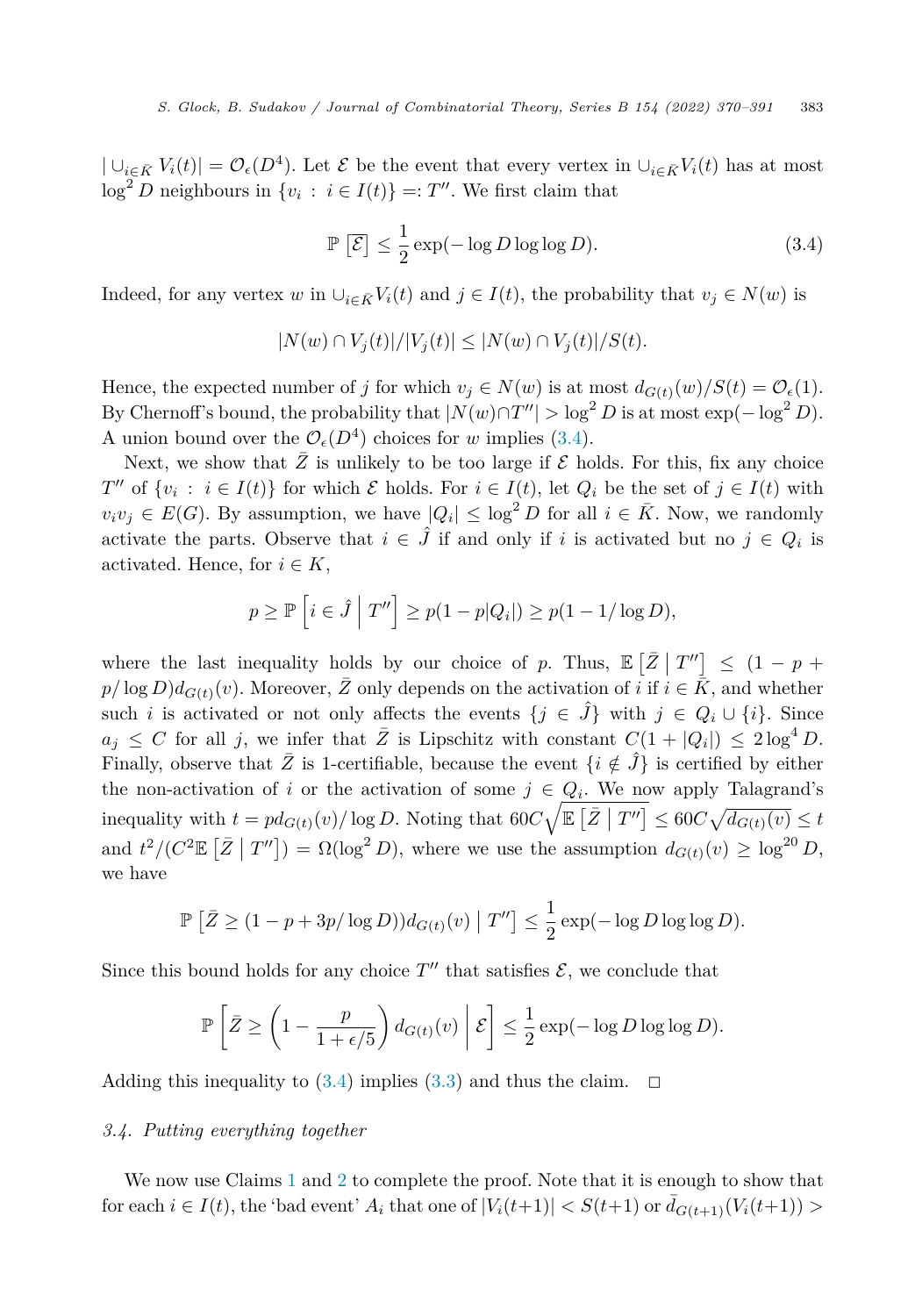$|\cup_{i\in\bar{K}} V_i(t)| = \mathcal{O}_\epsilon(D^4)$. Let $\mathcal{E}$ be the event that every vertex in $\cup_{i\in\bar{K}}V_i(t)$ has at most $\log^2 D$ neighbours in $\{v_i : i \in I(t)\} =: T''$. We first claim that

$$\mathbb{P}\left[\overline{\mathcal{E}}\right] \leq \frac{1}{2}\exp(-\log D \log\log D). \tag{3.4}$$

Indeed, for any vertex $w$ in $\cup_{i\in\bar{K}}V_i(t)$ and $j \in I(t)$, the probability that $v_j \in N(w)$ is

$$|N(w) \cap V_j(t)|/|V_j(t)| \leq |N(w) \cap V_j(t)|/S(t).$$

Hence, the expected number of $j$ for which $v_j \in N(w)$ is at most $d_{G(t)}(w)/S(t) = \mathcal{O}_\epsilon(1)$. By Chernoff's bound, the probability that $|N(w)\cap T''| > \log^2 D$ is at most $\exp(-\log^2 D)$. A union bound over the $\mathcal{O}_\epsilon(D^4)$ choices for $w$ implies (3.4).

Next, we show that $\bar{Z}$ is unlikely to be too large if $\mathcal{E}$ holds. For this, fix any choice $T''$ of $\{v_i : i \in I(t)\}$ for which $\mathcal{E}$ holds. For $i \in I(t)$, let $Q_i$ be the set of $j \in I(t)$ with $v_iv_j \in E(G)$. By assumption, we have $|Q_i| \leq \log^2 D$ for all $i \in \bar{K}$. Now, we randomly activate the parts. Observe that $i \in \hat{J}$ if and only if $i$ is activated but no $j \in Q_i$ is activated. Hence, for $i \in K$,

$$p \geq \mathbb{P}\left[i \in \hat{J} \;\middle|\; T''\right] \geq p(1 - p|Q_i|) \geq p(1 - 1/\log D),$$

where the last inequality holds by our choice of $p$. Thus, $\mathbb{E}\left[\bar{Z} \mid T''\right] \leq (1 - p + p/\log D)d_{G(t)}(v)$. Moreover, $\bar{Z}$ only depends on the activation of $i$ if $i \in \bar{K}$, and whether such $i$ is activated or not only affects the events $\{j \in \hat{J}\}$ with $j \in Q_i \cup \{i\}$. Since $a_j \leq C$ for all $j$, we infer that $\bar{Z}$ is Lipschitz with constant $C(1 + |Q_i|) \leq 2\log^4 D$. Finally, observe that $\bar{Z}$ is 1-certifiable, because the event $\{i \notin \hat{J}\}$ is certified by either the non-activation of $i$ or the activation of some $j \in Q_i$. We now apply Talagrand's inequality with $t = pd_{G(t)}(v)/\log D$. Noting that $60C\sqrt{\mathbb{E}\left[\bar{Z} \mid T''\right]} \leq 60C\sqrt{d_{G(t)}(v)} \leq t$ and $t^2/(C^2\mathbb{E}\left[\bar{Z} \mid T''\right]) = \Omega(\log^2 D)$, where we use the assumption $d_{G(t)}(v) \geq \log^{20} D$, we have

$$\mathbb{P}\left[\bar{Z} \geq (1 - p + 3p/\log D))d_{G(t)}(v) \mid T''\right] \leq \frac{1}{2}\exp(-\log D \log\log D).$$

Since this bound holds for any choice $T''$ that satisfies $\mathcal{E}$, we conclude that

$$\mathbb{P}\left[\bar{Z} \geq \left(1 - \frac{p}{1 + \epsilon/5}\right) d_{G(t)}(v) \;\middle|\; \mathcal{E}\right] \leq \frac{1}{2}\exp(-\log D \log\log D).$$

Adding this inequality to (3.4) implies (3.3) and thus the claim. $\square$

### *3.4. Putting everything together*

We now use Claims 1 and 2 to complete the proof. Note that it is enough to show that for each $i \in I(t)$, the 'bad event' $A_i$ that one of $|V_i(t+1)| < S(t+1)$ or $\bar{d}_{G(t+1)}(V_i(t+1)) >$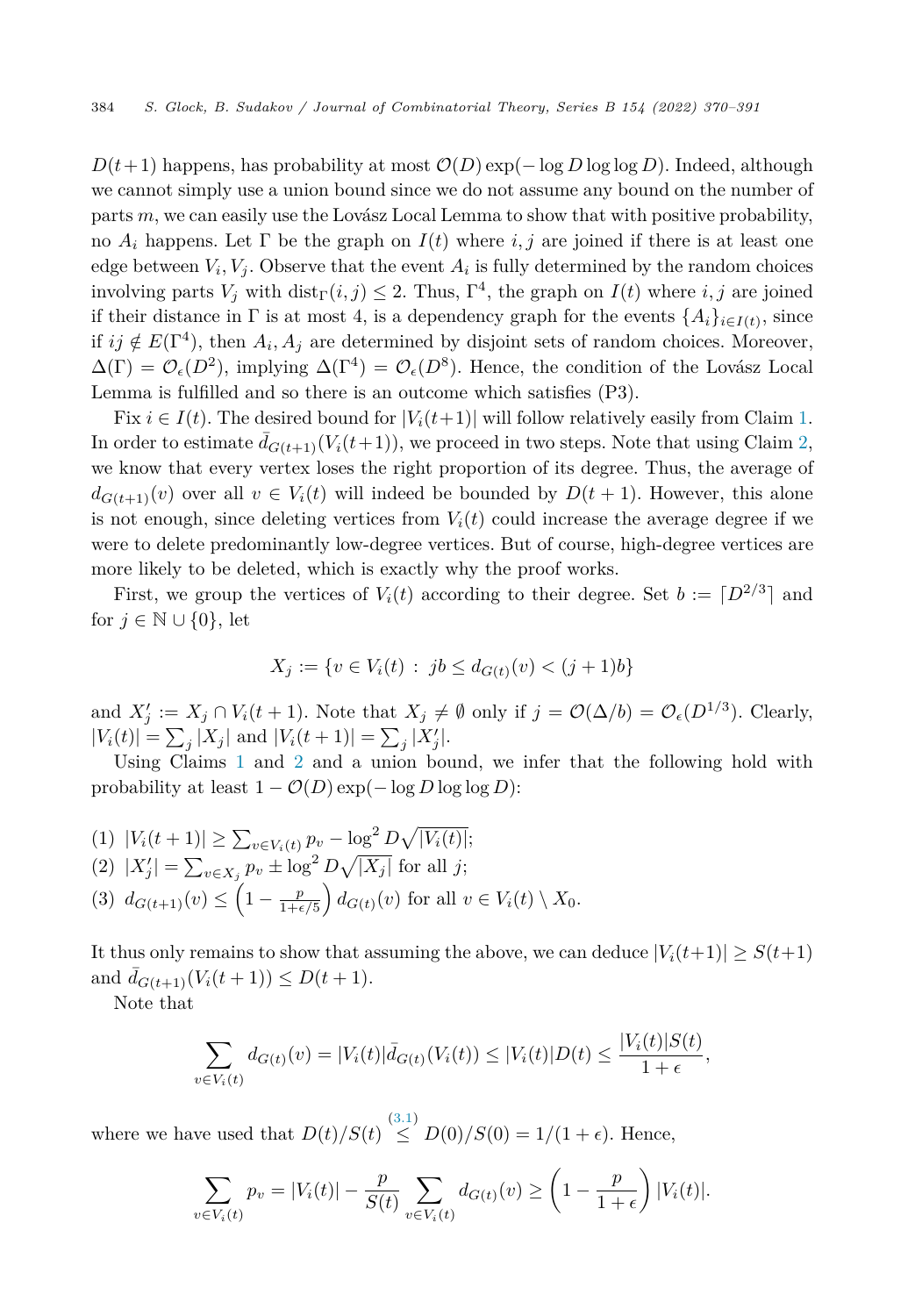$D(t+1)$ happens, has probability at most $\mathcal{O}(D)\exp(-\log D \log\log D)$. Indeed, although we cannot simply use a union bound since we do not assume any bound on the number of parts $m$, we can easily use the Lovász Local Lemma to show that with positive probability, no $A_i$ happens. Let $\Gamma$ be the graph on $I(t)$ where $i, j$ are joined if there is at least one edge between $V_i, V_j$. Observe that the event $A_i$ is fully determined by the random choices involving parts $V_j$ with $\mathrm{dist}_\Gamma(i,j) \le 2$. Thus, $\Gamma^4$, the graph on $I(t)$ where $i, j$ are joined if their distance in $\Gamma$ is at most 4, is a dependency graph for the events $\{A_i\}_{i\in I(t)}$, since if $ij \notin E(\Gamma^4)$, then $A_i, A_j$ are determined by disjoint sets of random choices. Moreover, $\Delta(\Gamma) = \mathcal{O}_\epsilon(D^2)$, implying $\Delta(\Gamma^4) = \mathcal{O}_\epsilon(D^8)$. Hence, the condition of the Lovász Local Lemma is fulfilled and so there is an outcome which satisfies (P3).

Fix $i \in I(t)$. The desired bound for $|V_i(t+1)|$ will follow relatively easily from Claim 1. In order to estimate $\bar{d}_{G(t+1)}(V_i(t+1))$, we proceed in two steps. Note that using Claim 2, we know that every vertex loses the right proportion of its degree. Thus, the average of $d_{G(t+1)}(v)$ over all $v \in V_i(t)$ will indeed be bounded by $D(t+1)$. However, this alone is not enough, since deleting vertices from $V_i(t)$ could increase the average degree if we were to delete predominantly low-degree vertices. But of course, high-degree vertices are more likely to be deleted, which is exactly why the proof works.

First, we group the vertices of $V_i(t)$ according to their degree. Set $b := \lceil D^{2/3}\rceil$ and for $j \in \mathbb{N}\cup\{0\}$, let

$$X_j := \{v \in V_i(t) \,:\, jb \le d_{G(t)}(v) < (j+1)b\}$$

and $X'_j := X_j \cap V_i(t+1)$. Note that $X_j \neq \emptyset$ only if $j = \mathcal{O}(\Delta/b) = \mathcal{O}_\epsilon(D^{1/3})$. Clearly, $|V_i(t)| = \sum_j |X_j|$ and $|V_i(t+1)| = \sum_j |X'_j|$.

Using Claims 1 and 2 and a union bound, we infer that the following hold with probability at least $1 - \mathcal{O}(D)\exp(-\log D \log\log D)$:

(1) $|V_i(t+1)| \ge \sum_{v\in V_i(t)} p_v - \log^2 D\sqrt{|V_i(t)|}$;
(2) $|X'_j| = \sum_{v\in X_j} p_v \pm \log^2 D\sqrt{|X_j|}$ for all $j$;
(3) $d_{G(t+1)}(v) \le \left(1 - \frac{p}{1+\epsilon/5}\right) d_{G(t)}(v)$ for all $v \in V_i(t)\setminus X_0$.

It thus only remains to show that assuming the above, we can deduce $|V_i(t+1)| \ge S(t+1)$ and $\bar{d}_{G(t+1)}(V_i(t+1)) \le D(t+1)$.

Note that

$$\sum_{v\in V_i(t)} d_{G(t)}(v) = |V_i(t)|\bar{d}_{G(t)}(V_i(t)) \le |V_i(t)|D(t) \le \frac{|V_i(t)|S(t)}{1+\epsilon},$$

where we have used that $D(t)/S(t) \overset{(3.1)}{\le} D(0)/S(0) = 1/(1+\epsilon)$. Hence,

$$\sum_{v\in V_i(t)} p_v = |V_i(t)| - \frac{p}{S(t)}\sum_{v\in V_i(t)} d_{G(t)}(v) \ge \left(1 - \frac{p}{1+\epsilon}\right)|V_i(t)|.$$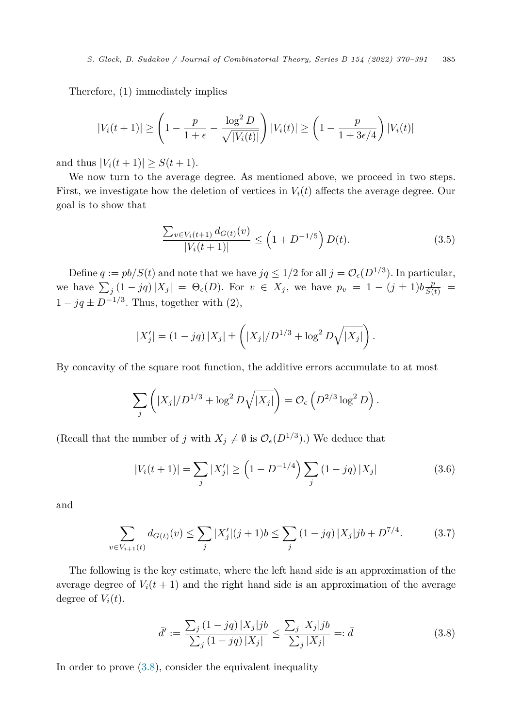Therefore, (1) immediately implies

$$|V_i(t+1)| \geq \left(1 - \frac{p}{1+\epsilon} - \frac{\log^2 D}{\sqrt{|V_i(t)|}}\right)|V_i(t)| \geq \left(1 - \frac{p}{1+3\epsilon/4}\right)|V_i(t)|$$

and thus $|V_i(t+1)| \geq S(t+1)$.

We now turn to the average degree. As mentioned above, we proceed in two steps. First, we investigate how the deletion of vertices in $V_i(t)$ affects the average degree. Our goal is to show that

$$\frac{\sum_{v \in V_i(t+1)} d_{G(t)}(v)}{|V_i(t+1)|} \leq \left(1 + D^{-1/5}\right) D(t). \tag{3.5}$$

Define $q := pb/S(t)$ and note that we have $jq \leq 1/2$ for all $j = \mathcal{O}_\epsilon(D^{1/3})$. In particular, we have $\sum_j (1-jq)|X_j| = \Theta_\epsilon(D)$. For $v \in X_j$, we have $p_v = 1 - (j \pm 1)b\frac{p}{S(t)} = 1 - jq \pm D^{-1/3}$. Thus, together with (2),

$$|X_j'| = (1-jq)|X_j| \pm \left(|X_j|/D^{1/3} + \log^2 D\sqrt{|X_j|}\right).$$

By concavity of the square root function, the additive errors accumulate to at most

$$\sum_j \left(|X_j|/D^{1/3} + \log^2 D\sqrt{|X_j|}\right) = \mathcal{O}_\epsilon\left(D^{2/3}\log^2 D\right).$$

(Recall that the number of $j$ with $X_j \neq \emptyset$ is $\mathcal{O}_\epsilon(D^{1/3})$.) We deduce that

$$|V_i(t+1)| = \sum_j |X_j'| \geq \left(1 - D^{-1/4}\right)\sum_j (1-jq)|X_j| \tag{3.6}$$

and

$$\sum_{v \in V_{i+1}(t)} d_{G(t)}(v) \leq \sum_j |X_j'|(j+1)b \leq \sum_j (1-jq)|X_j|jb + D^{7/4}. \tag{3.7}$$

The following is the key estimate, where the left hand side is an approximation of the average degree of $V_i(t+1)$ and the right hand side is an approximation of the average degree of $V_i(t)$.

$$\bar{d}' := \frac{\sum_j (1-jq)|X_j|jb}{\sum_j (1-jq)|X_j|} \leq \frac{\sum_j |X_j|jb}{\sum_j |X_j|} =: \bar{d} \tag{3.8}$$

In order to prove (3.8), consider the equivalent inequality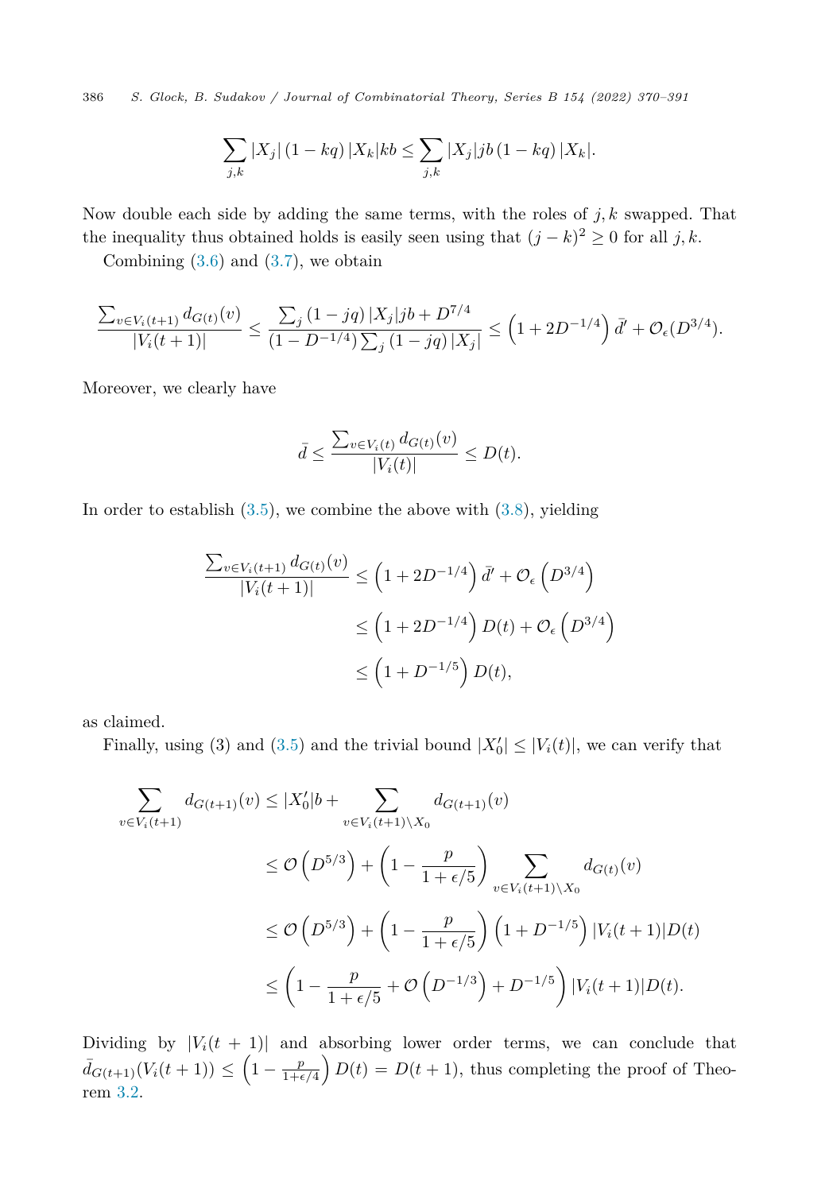$$\sum_{j,k} |X_j| \, (1-kq) \, |X_k| kb \leq \sum_{j,k} |X_j| jb \, (1-kq) \, |X_k|.$$

Now double each side by adding the same terms, with the roles of $j, k$ swapped. That the inequality thus obtained holds is easily seen using that $(j-k)^2 \geq 0$ for all $j, k$.

Combining (3.6) and (3.7), we obtain

$$\frac{\sum_{v \in V_i(t+1)} d_{G(t)}(v)}{|V_i(t+1)|} \leq \frac{\sum_j (1-jq) \, |X_j| jb + D^{7/4}}{(1-D^{-1/4}) \sum_j (1-jq) \, |X_j|} \leq \left(1 + 2D^{-1/4}\right) \bar{d}' + \mathcal{O}_\epsilon(D^{3/4}).$$

Moreover, we clearly have

$$\bar{d} \leq \frac{\sum_{v \in V_i(t)} d_{G(t)}(v)}{|V_i(t)|} \leq D(t).$$

In order to establish (3.5), we combine the above with (3.8), yielding

$$\begin{aligned}
\frac{\sum_{v \in V_i(t+1)} d_{G(t)}(v)}{|V_i(t+1)|} &\leq \left(1 + 2D^{-1/4}\right) \bar{d}' + \mathcal{O}_\epsilon\left(D^{3/4}\right) \\
&\leq \left(1 + 2D^{-1/4}\right) D(t) + \mathcal{O}_\epsilon\left(D^{3/4}\right) \\
&\leq \left(1 + D^{-1/5}\right) D(t),
\end{aligned}$$

as claimed.

Finally, using (3) and (3.5) and the trivial bound $|X_0'| \leq |V_i(t)|$, we can verify that

$$\begin{aligned}
\sum_{v \in V_i(t+1)} d_{G(t+1)}(v) &\leq |X_0'| b + \sum_{v \in V_i(t+1) \setminus X_0} d_{G(t+1)}(v) \\
&\leq \mathcal{O}\left(D^{5/3}\right) + \left(1 - \frac{p}{1+\epsilon/5}\right) \sum_{v \in V_i(t+1) \setminus X_0} d_{G(t)}(v) \\
&\leq \mathcal{O}\left(D^{5/3}\right) + \left(1 - \frac{p}{1+\epsilon/5}\right) \left(1 + D^{-1/5}\right) |V_i(t+1)| D(t) \\
&\leq \left(1 - \frac{p}{1+\epsilon/5} + \mathcal{O}\left(D^{-1/3}\right) + D^{-1/5}\right) |V_i(t+1)| D(t).
\end{aligned}$$

Dividing by $|V_i(t+1)|$ and absorbing lower order terms, we can conclude that $\bar{d}_{G(t+1)}(V_i(t+1)) \leq \left(1 - \frac{p}{1+\epsilon/4}\right) D(t) = D(t+1)$, thus completing the proof of Theorem 3.2.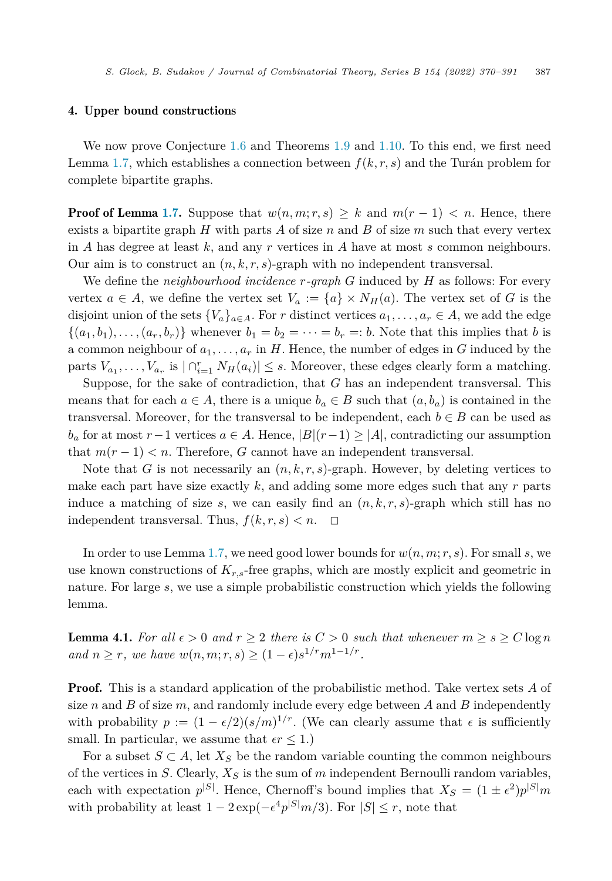## 4. Upper bound constructions

We now prove Conjecture 1.6 and Theorems 1.9 and 1.10. To this end, we first need Lemma 1.7, which establishes a connection between $f(k,r,s)$ and the Turán problem for complete bipartite graphs.

**Proof of Lemma 1.7.** Suppose that $w(n,m;r,s) \geq k$ and $m(r-1) < n$. Hence, there exists a bipartite graph $H$ with parts $A$ of size $n$ and $B$ of size $m$ such that every vertex in $A$ has degree at least $k$, and any $r$ vertices in $A$ have at most $s$ common neighbours. Our aim is to construct an $(n,k,r,s)$-graph with no independent transversal.

We define the *neighbourhood incidence $r$-graph* $G$ induced by $H$ as follows: For every vertex $a \in A$, we define the vertex set $V_a := \{a\} \times N_H(a)$. The vertex set of $G$ is the disjoint union of the sets $\{V_a\}_{a\in A}$. For $r$ distinct vertices $a_1,\dots,a_r \in A$, we add the edge $\{(a_1,b_1),\dots,(a_r,b_r)\}$ whenever $b_1 = b_2 = \dots = b_r =: b$. Note that this implies that $b$ is a common neighbour of $a_1,\dots,a_r$ in $H$. Hence, the number of edges in $G$ induced by the parts $V_{a_1},\dots,V_{a_r}$ is $|\cap_{i=1}^r N_H(a_i)| \leq s$. Moreover, these edges clearly form a matching.

Suppose, for the sake of contradiction, that $G$ has an independent transversal. This means that for each $a \in A$, there is a unique $b_a \in B$ such that $(a,b_a)$ is contained in the transversal. Moreover, for the transversal to be independent, each $b \in B$ can be used as $b_a$ for at most $r-1$ vertices $a \in A$. Hence, $|B|(r-1) \geq |A|$, contradicting our assumption that $m(r-1) < n$. Therefore, $G$ cannot have an independent transversal.

Note that $G$ is not necessarily an $(n,k,r,s)$-graph. However, by deleting vertices to make each part have size exactly $k$, and adding some more edges such that any $r$ parts induce a matching of size $s$, we can easily find an $(n,k,r,s)$-graph which still has no independent transversal. Thus, $f(k,r,s) < n$. $\square$

In order to use Lemma 1.7, we need good lower bounds for $w(n,m;r,s)$. For small $s$, we use known constructions of $K_{r,s}$-free graphs, which are mostly explicit and geometric in nature. For large $s$, we use a simple probabilistic construction which yields the following lemma.

**Lemma 4.1.** *For all $\epsilon > 0$ and $r \geq 2$ there is $C > 0$ such that whenever $m \geq s \geq C\log n$ and $n \geq r$, we have $w(n,m;r,s) \geq (1-\epsilon)s^{1/r}m^{1-1/r}$.*

**Proof.** This is a standard application of the probabilistic method. Take vertex sets $A$ of size $n$ and $B$ of size $m$, and randomly include every edge between $A$ and $B$ independently with probability $p := (1-\epsilon/2)(s/m)^{1/r}$. (We can clearly assume that $\epsilon$ is sufficiently small. In particular, we assume that $\epsilon r \leq 1$.)

For a subset $S \subset A$, let $X_S$ be the random variable counting the common neighbours of the vertices in $S$. Clearly, $X_S$ is the sum of $m$ independent Bernoulli random variables, each with expectation $p^{|S|}$. Hence, Chernoff's bound implies that $X_S = (1\pm\epsilon^2)p^{|S|}m$ with probability at least $1 - 2\exp(-\epsilon^4 p^{|S|}m/3)$. For $|S| \leq r$, note that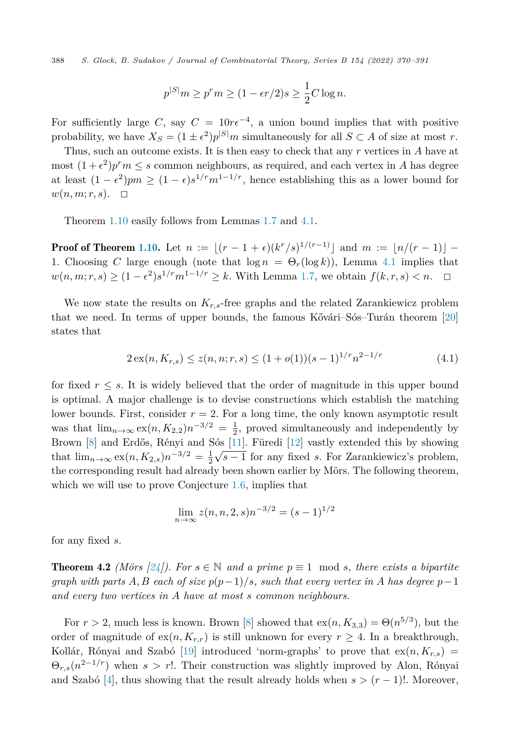$$p^{|S|}m \geq p^r m \geq (1 - \epsilon r/2)s \geq \frac{1}{2}C \log n.$$

For sufficiently large $C$, say $C = 10r\epsilon^{-4}$, a union bound implies that with positive probability, we have $X_S = (1 \pm \epsilon^2)p^{|S|}m$ simultaneously for all $S \subset A$ of size at most $r$.

Thus, such an outcome exists. It is then easy to check that any $r$ vertices in $A$ have at most $(1+\epsilon^2)p^r m \leq s$ common neighbours, as required, and each vertex in $A$ has degree at least $(1-\epsilon^2)pm \geq (1-\epsilon)s^{1/r}m^{1-1/r}$, hence establishing this as a lower bound for $w(n, m; r, s)$. $\square$

Theorem 1.10 easily follows from Lemmas 1.7 and 4.1.

**Proof of Theorem 1.10.** Let $n := \lfloor (r-1+\epsilon)(k^r/s)^{1/(r-1)} \rfloor$ and $m := \lfloor n/(r-1) \rfloor - 1$. Choosing $C$ large enough (note that $\log n = \Theta_r(\log k)$), Lemma 4.1 implies that $w(n, m; r, s) \geq (1-\epsilon^2)s^{1/r}m^{1-1/r} \geq k$. With Lemma 1.7, we obtain $f(k, r, s) < n$. $\square$

We now state the results on $K_{r,s}$-free graphs and the related Zarankiewicz problem that we need. In terms of upper bounds, the famous Kővári–Sós–Turán theorem [20] states that

$$2\,\mathrm{ex}(n, K_{r,s}) \leq z(n, n; r, s) \leq (1 + o(1))(s-1)^{1/r}n^{2-1/r} \tag{4.1}$$

for fixed $r \leq s$. It is widely believed that the order of magnitude in this upper bound is optimal. A major challenge is to devise constructions which establish the matching lower bounds. First, consider $r = 2$. For a long time, the only known asymptotic result was that $\lim_{n\to\infty} \mathrm{ex}(n, K_{2,2})n^{-3/2} = \frac{1}{2}$, proved simultaneously and independently by Brown [8] and Erdős, Rényi and Sós [11]. Füredi [12] vastly extended this by showing that $\lim_{n\to\infty} \mathrm{ex}(n, K_{2,s})n^{-3/2} = \frac{1}{2}\sqrt{s-1}$ for any fixed $s$. For Zarankiewicz's problem, the corresponding result had already been shown earlier by Mörs. The following theorem, which we will use to prove Conjecture 1.6, implies that

$$\lim_{n\to\infty} z(n, n, 2, s)n^{-3/2} = (s-1)^{1/2}$$

for any fixed $s$.

**Theorem 4.2** *(Mörs [24]). For $s \in \mathbb{N}$ and a prime $p \equiv 1 \mod s$, there exists a bipartite graph with parts $A, B$ each of size $p(p-1)/s$, such that every vertex in $A$ has degree $p-1$ and every two vertices in $A$ have at most $s$ common neighbours.*

For $r > 2$, much less is known. Brown [8] showed that $\mathrm{ex}(n, K_{3,3}) = \Theta(n^{5/3})$, but the order of magnitude of $\mathrm{ex}(n, K_{r,r})$ is still unknown for every $r \geq 4$. In a breakthrough, Kollár, Rónyai and Szabó [19] introduced 'norm-graphs' to prove that $\mathrm{ex}(n, K_{r,s}) = \Theta_{r,s}(n^{2-1/r})$ when $s > r!$. Their construction was slightly improved by Alon, Rónyai and Szabó [4], thus showing that the result already holds when $s > (r-1)!$. Moreover,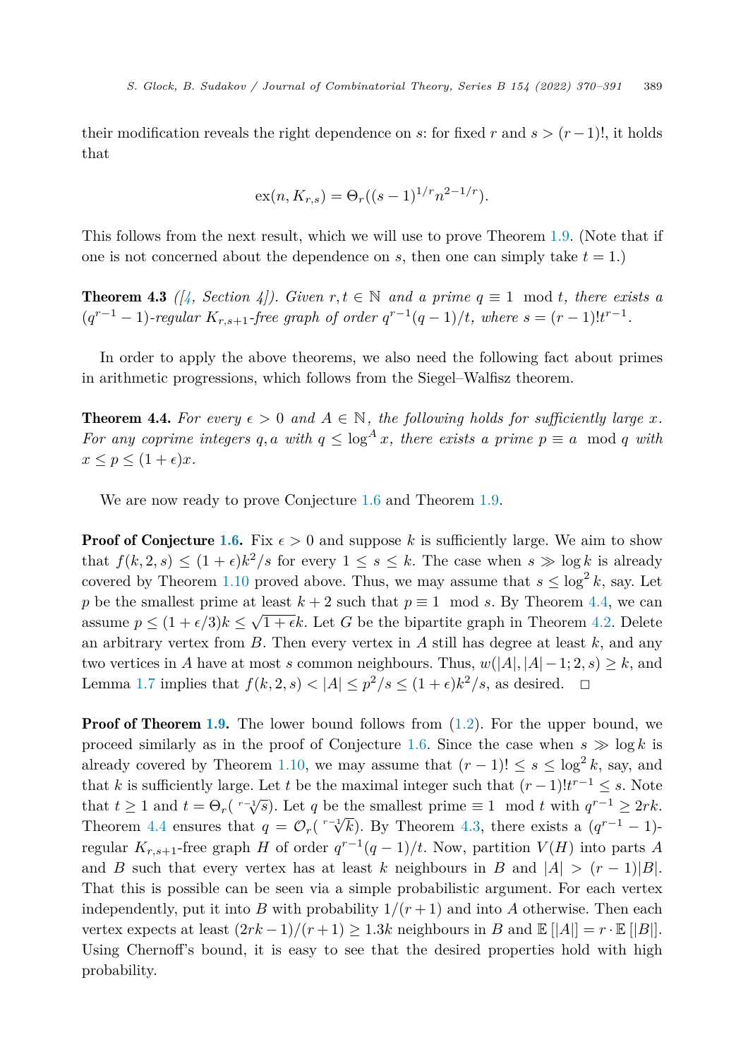their modification reveals the right dependence on $s$: for fixed $r$ and $s > (r-1)!$, it holds that

$$\mathrm{ex}(n, K_{r,s}) = \Theta_r((s-1)^{1/r} n^{2-1/r}).$$

This follows from the next result, which we will use to prove Theorem 1.9. (Note that if one is not concerned about the dependence on $s$, then one can simply take $t = 1$.)

**Theorem 4.3** *([4, Section 4]). Given $r, t \in \mathbb{N}$ and a prime $q \equiv 1 \mod t$, there exists a $(q^{r-1}-1)$-regular $K_{r,s+1}$-free graph of order $q^{r-1}(q-1)/t$, where $s = (r-1)!t^{r-1}$.*

In order to apply the above theorems, we also need the following fact about primes in arithmetic progressions, which follows from the Siegel–Walfisz theorem.

**Theorem 4.4.** *For every $\epsilon > 0$ and $A \in \mathbb{N}$, the following holds for sufficiently large $x$. For any coprime integers $q, a$ with $q \leq \log^A x$, there exists a prime $p \equiv a \mod q$ with $x \leq p \leq (1+\epsilon)x$.*

We are now ready to prove Conjecture 1.6 and Theorem 1.9.

**Proof of Conjecture 1.6.** Fix $\epsilon > 0$ and suppose $k$ is sufficiently large. We aim to show that $f(k, 2, s) \leq (1+\epsilon)k^2/s$ for every $1 \leq s \leq k$. The case when $s \gg \log k$ is already covered by Theorem 1.10 proved above. Thus, we may assume that $s \leq \log^2 k$, say. Let $p$ be the smallest prime at least $k+2$ such that $p \equiv 1 \mod s$. By Theorem 4.4, we can assume $p \leq (1+\epsilon/3)k \leq \sqrt{1+\epsilon}k$. Let $G$ be the bipartite graph in Theorem 4.2. Delete an arbitrary vertex from $B$. Then every vertex in $A$ still has degree at least $k$, and any two vertices in $A$ have at most $s$ common neighbours. Thus, $w(|A|, |A|-1; 2, s) \geq k$, and Lemma 1.7 implies that $f(k, 2, s) < |A| \leq p^2/s \leq (1+\epsilon)k^2/s$, as desired. □

**Proof of Theorem 1.9.** The lower bound follows from (1.2). For the upper bound, we proceed similarly as in the proof of Conjecture 1.6. Since the case when $s \gg \log k$ is already covered by Theorem 1.10, we may assume that $(r-1)! \leq s \leq \log^2 k$, say, and that $k$ is sufficiently large. Let $t$ be the maximal integer such that $(r-1)!t^{r-1} \leq s$. Note that $t \geq 1$ and $t = \Theta_r(\sqrt[r-1]{s})$. Let $q$ be the smallest prime $\equiv 1 \mod t$ with $q^{r-1} \geq 2rk$. Theorem 4.4 ensures that $q = \mathcal{O}_r(\sqrt[r-1]{k})$. By Theorem 4.3, there exists a $(q^{r-1}-1)$-regular $K_{r,s+1}$-free graph $H$ of order $q^{r-1}(q-1)/t$. Now, partition $V(H)$ into parts $A$ and $B$ such that every vertex has at least $k$ neighbours in $B$ and $|A| > (r-1) \cdot |B|$. That this is possible can be seen via a simple probabilistic argument. For each vertex independently, put it into $B$ with probability $1/(r+1)$ and into $A$ otherwise. Then each vertex expects at least $(2rk-1)/(r+1) \geq 1.3k$ neighbours in $B$ and $\mathbb{E}[|A|] = r \cdot \mathbb{E}[|B|]$. Using Chernoff's bound, it is easy to see that the desired properties hold with high probability.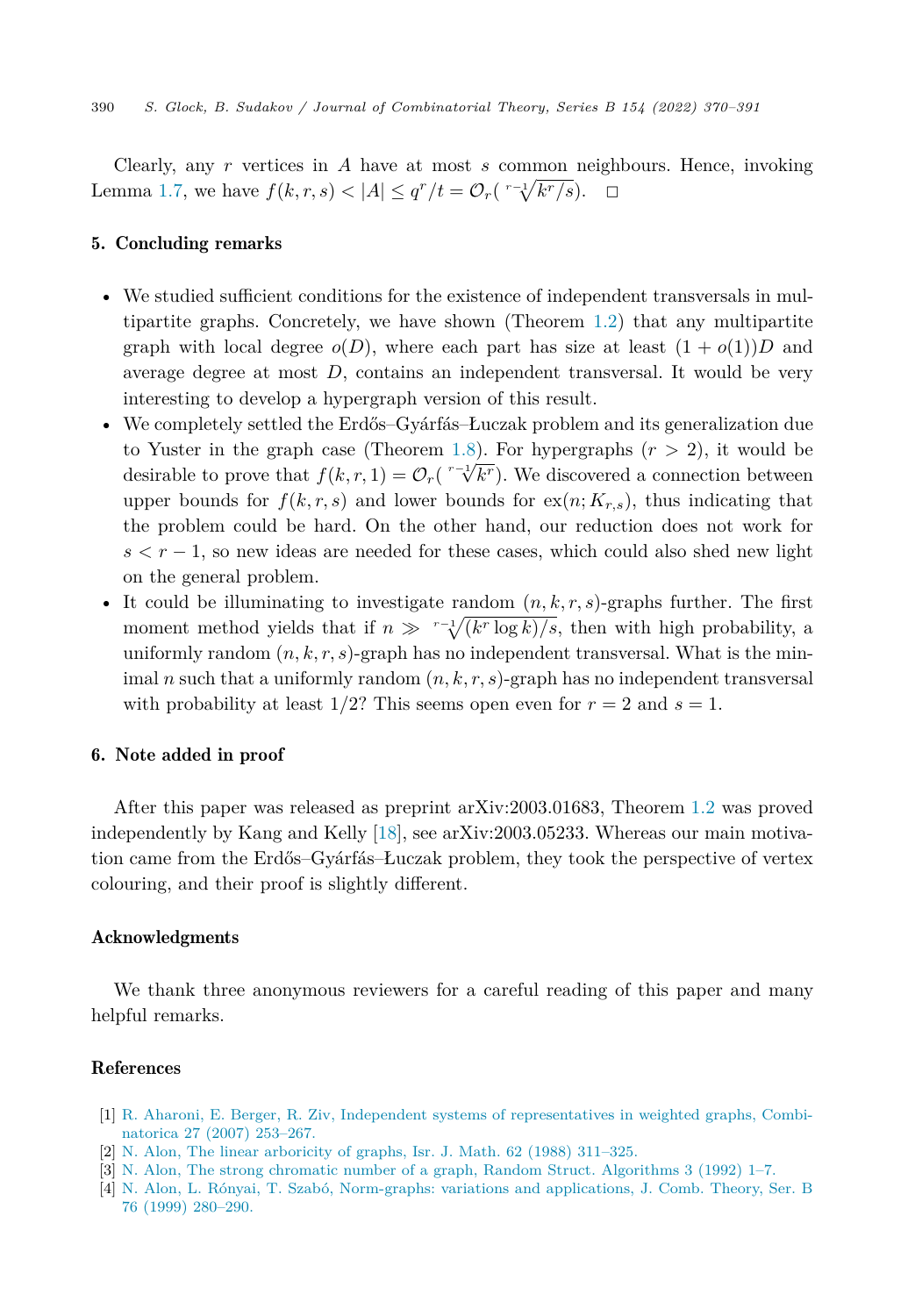Clearly, any $r$ vertices in $A$ have at most $s$ common neighbours. Hence, invoking Lemma 1.7, we have $f(k,r,s) < |A| \le q^r/t = \mathcal{O}_r(\sqrt[r-1]{k^r/s})$. $\square$

## 5. Concluding remarks

- We studied sufficient conditions for the existence of independent transversals in multipartite graphs. Concretely, we have shown (Theorem 1.2) that any multipartite graph with local degree $o(D)$, where each part has size at least $(1+o(1))D$ and average degree at most $D$, contains an independent transversal. It would be very interesting to develop a hypergraph version of this result.
- We completely settled the Erdős–Gyárfás–Łuczak problem and its generalization due to Yuster in the graph case (Theorem 1.8). For hypergraphs ($r > 2$), it would be desirable to prove that $f(k,r,1) = \mathcal{O}_r(\sqrt[r-1]{k^r})$. We discovered a connection between upper bounds for $f(k,r,s)$ and lower bounds for $\mathrm{ex}(n;K_{r,s})$, thus indicating that the problem could be hard. On the other hand, our reduction does not work for $s < r-1$, so new ideas are needed for these cases, which could also shed new light on the general problem.
- It could be illuminating to investigate random $(n,k,r,s)$-graphs further. The first moment method yields that if $n \gg \sqrt[r-1]{(k^r \log k)/s}$, then with high probability, a uniformly random $(n,k,r,s)$-graph has no independent transversal. What is the minimal $n$ such that a uniformly random $(n,k,r,s)$-graph has no independent transversal with probability at least $1/2$? This seems open even for $r = 2$ and $s = 1$.

## 6. Note added in proof

After this paper was released as preprint arXiv:2003.01683, Theorem 1.2 was proved independently by Kang and Kelly [18], see arXiv:2003.05233. Whereas our main motivation came from the Erdős–Gyárfás–Łuczak problem, they took the perspective of vertex colouring, and their proof is slightly different.

## Acknowledgments

We thank three anonymous reviewers for a careful reading of this paper and many helpful remarks.

## References

[1] R. Aharoni, E. Berger, R. Ziv, Independent systems of representatives in weighted graphs, Combinatorica 27 (2007) 253–267.

[2] N. Alon, The linear arboricity of graphs, Isr. J. Math. 62 (1988) 311–325.

[3] N. Alon, The strong chromatic number of a graph, Random Struct. Algorithms 3 (1992) 1–7.

[4] N. Alon, L. Rónyai, T. Szabó, Norm-graphs: variations and applications, J. Comb. Theory, Ser. B 76 (1999) 280–290.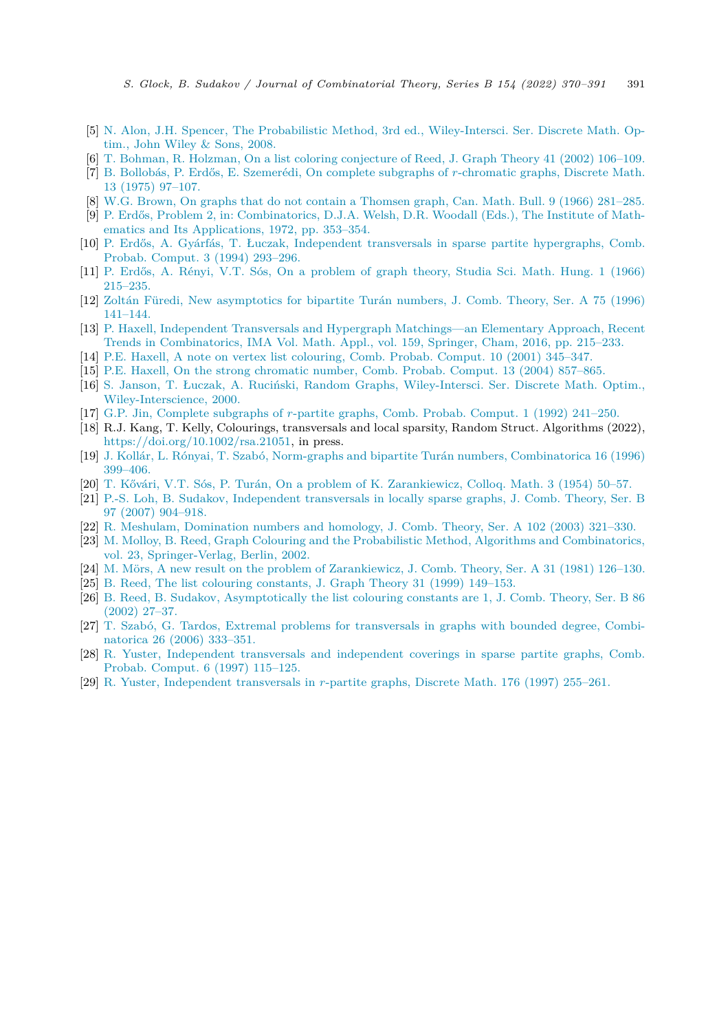[5] N. Alon, J.H. Spencer, The Probabilistic Method, 3rd ed., Wiley-Intersci. Ser. Discrete Math. Optim., John Wiley & Sons, 2008.

[6] T. Bohman, R. Holzman, On a list coloring conjecture of Reed, J. Graph Theory 41 (2002) 106–109.

[7] B. Bollobás, P. Erdős, E. Szemerédi, On complete subgraphs of $r$-chromatic graphs, Discrete Math. 13 (1975) 97–107.

[8] W.G. Brown, On graphs that do not contain a Thomsen graph, Can. Math. Bull. 9 (1966) 281–285.

[9] P. Erdős, Problem 2, in: Combinatorics, D.J.A. Welsh, D.R. Woodall (Eds.), The Institute of Mathematics and Its Applications, 1972, pp. 353–354.

[10] P. Erdős, A. Gyárfás, T. Łuczak, Independent transversals in sparse partite hypergraphs, Comb. Probab. Comput. 3 (1994) 293–296.

[11] P. Erdős, A. Rényi, V.T. Sós, On a problem of graph theory, Studia Sci. Math. Hung. 1 (1966) 215–235.

[12] Zoltán Füredi, New asymptotics for bipartite Turán numbers, J. Comb. Theory, Ser. A 75 (1996) 141–144.

[13] P. Haxell, Independent Transversals and Hypergraph Matchings—an Elementary Approach, Recent Trends in Combinatorics, IMA Vol. Math. Appl., vol. 159, Springer, Cham, 2016, pp. 215–233.

[14] P.E. Haxell, A note on vertex list colouring, Comb. Probab. Comput. 10 (2001) 345–347.

[15] P.E. Haxell, On the strong chromatic number, Comb. Probab. Comput. 13 (2004) 857–865.

[16] S. Janson, T. Łuczak, A. Ruciński, Random Graphs, Wiley-Intersci. Ser. Discrete Math. Optim., Wiley-Interscience, 2000.

[17] G.P. Jin, Complete subgraphs of $r$-partite graphs, Comb. Probab. Comput. 1 (1992) 241–250.

[18] R.J. Kang, T. Kelly, Colourings, transversals and local sparsity, Random Struct. Algorithms (2022), https://doi.org/10.1002/rsa.21051, in press.

[19] J. Kollár, L. Rónyai, T. Szabó, Norm-graphs and bipartite Turán numbers, Combinatorica 16 (1996) 399–406.

[20] T. Kővári, V.T. Sós, P. Turán, On a problem of K. Zarankiewicz, Colloq. Math. 3 (1954) 50–57.

[21] P.-S. Loh, B. Sudakov, Independent transversals in locally sparse graphs, J. Comb. Theory, Ser. B 97 (2007) 904–918.

[22] R. Meshulam, Domination numbers and homology, J. Comb. Theory, Ser. A 102 (2003) 321–330.

[23] M. Molloy, B. Reed, Graph Colouring and the Probabilistic Method, Algorithms and Combinatorics, vol. 23, Springer-Verlag, Berlin, 2002.

[24] M. Mörs, A new result on the problem of Zarankiewicz, J. Comb. Theory, Ser. A 31 (1981) 126–130.

[25] B. Reed, The list colouring constants, J. Graph Theory 31 (1999) 149–153.

[26] B. Reed, B. Sudakov, Asymptotically the list colouring constants are 1, J. Comb. Theory, Ser. B 86 (2002) 27–37.

[27] T. Szabó, G. Tardos, Extremal problems for transversals in graphs with bounded degree, Combinatorica 26 (2006) 333–351.

[28] R. Yuster, Independent transversals and independent coverings in sparse partite graphs, Comb. Probab. Comput. 6 (1997) 115–125.

[29] R. Yuster, Independent transversals in $r$-partite graphs, Discrete Math. 176 (1997) 255–261.